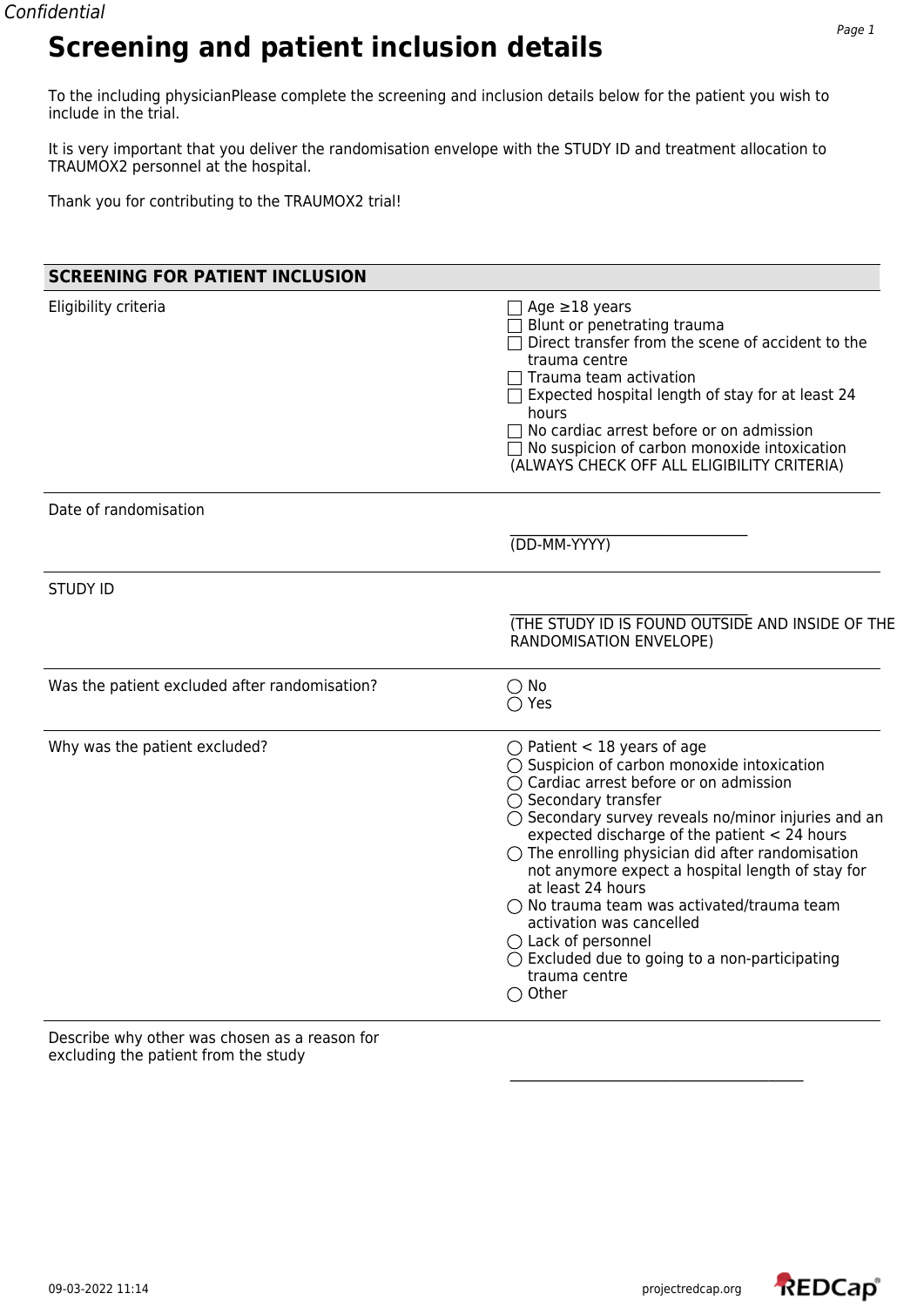Confidential

# Screening and patient inclusion details

To the including physicianPlease complete the screening and inclusion details below for the patient you wish to include in the trial.

It is very important that you deliver the randomisation envelope with the STUDY ID and treatment allocation to TRAUMOX2 personnel at the hospital.

Thank you for contributing to the TRAUMOX2 trial!

## SCREENING FOR PATIENT INCLUSION

**Eligibility criteria**

- ☐ Age ≥18 years
- ☐ Blunt or penetrating trauma
- ☐ Direct transfer from the scene of accident to the trauma centre
- ☐ Trauma team activation
- ☐ Expected hospital length of stay for at least 24 hours
- ☐ No cardiac arrest before or on admission
- ☐ No suspicion of carbon monoxide intoxication

(ALWAYS CHECK OFF ALL ELIGIBILITY CRITERIA)

**Date of randomisation**

______________________________
(DD-MM-YYYY)

**STUDY ID**

______________________________
(THE STUDY ID IS FOUND OUTSIDE AND INSIDE OF THE RANDOMISATION ENVELOPE)

**Was the patient excluded after randomisation?**

- ◯ No
- ◯ Yes

**Why was the patient excluded?**

- ◯ Patient < 18 years of age
- ◯ Suspicion of carbon monoxide intoxication
- ◯ Cardiac arrest before or on admission
- ◯ Secondary transfer
- ◯ Secondary survey reveals no/minor injuries and an expected discharge of the patient < 24 hours
- ◯ The enrolling physician did after randomisation not anymore expect a hospital length of stay for at least 24 hours
- ◯ No trauma team was activated/trauma team activation was cancelled
- ◯ Lack of personnel
- ◯ Excluded due to going to a non-participating trauma centre
- ◯ Other

**Describe why other was chosen as a reason for excluding the patient from the study**

______________________________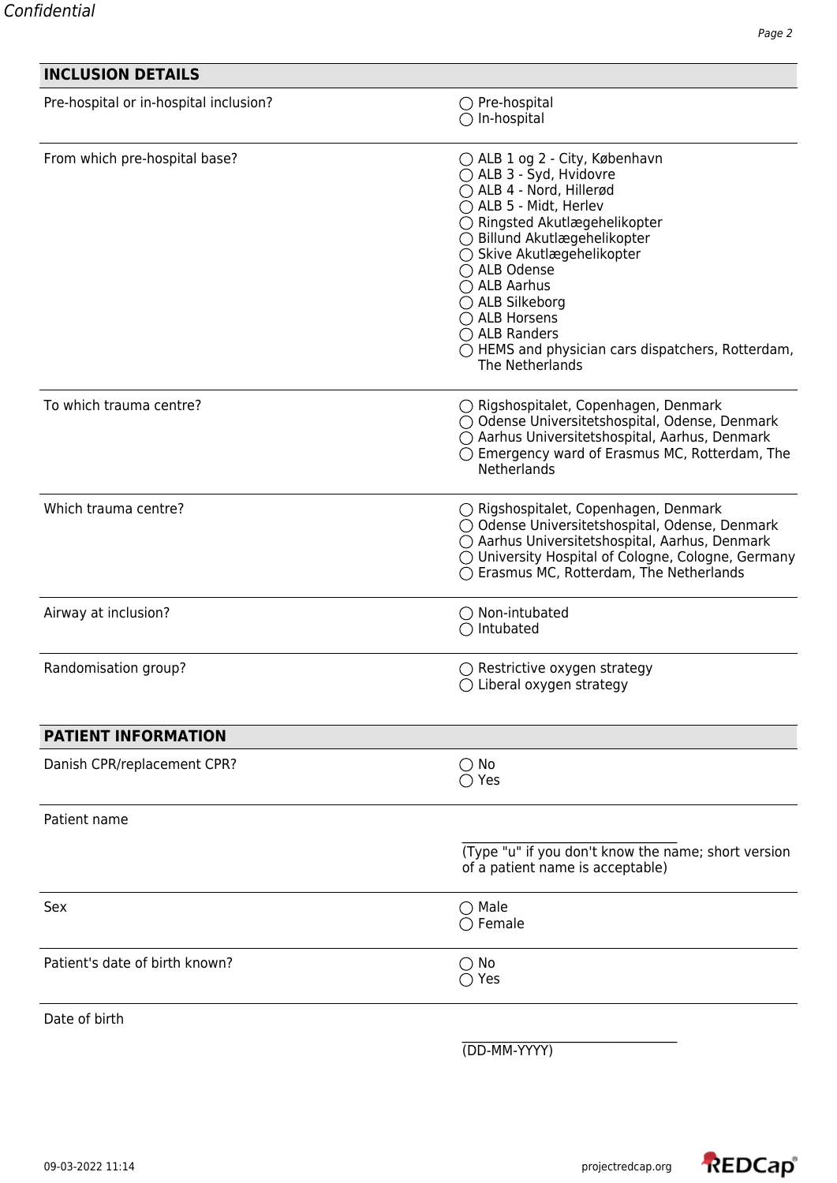## INCLUSION DETAILS

| | |
|---|---|
| Pre-hospital or in-hospital inclusion? | ◯ Pre-hospital<br>◯ In-hospital |
| From which pre-hospital base? | ◯ ALB 1 og 2 - City, København<br>◯ ALB 3 - Syd, Hvidovre<br>◯ ALB 4 - Nord, Hillerød<br>◯ ALB 5 - Midt, Herlev<br>◯ Ringsted Akutlægehelikopter<br>◯ Billund Akutlægehelikopter<br>◯ Skive Akutlægehelikopter<br>◯ ALB Odense<br>◯ ALB Aarhus<br>◯ ALB Silkeborg<br>◯ ALB Horsens<br>◯ ALB Randers<br>◯ HEMS and physician cars dispatchers, Rotterdam, The Netherlands |
| To which trauma centre? | ◯ Rigshospitalet, Copenhagen, Denmark<br>◯ Odense Universitetshospital, Odense, Denmark<br>◯ Aarhus Universitetshospital, Aarhus, Denmark<br>◯ Emergency ward of Erasmus MC, Rotterdam, The Netherlands |
| Which trauma centre? | ◯ Rigshospitalet, Copenhagen, Denmark<br>◯ Odense Universitetshospital, Odense, Denmark<br>◯ Aarhus Universitetshospital, Aarhus, Denmark<br>◯ University Hospital of Cologne, Cologne, Germany<br>◯ Erasmus MC, Rotterdam, The Netherlands |
| Airway at inclusion? | ◯ Non-intubated<br>◯ Intubated |
| Randomisation group? | ◯ Restrictive oxygen strategy<br>◯ Liberal oxygen strategy |

## PATIENT INFORMATION

| | |
|---|---|
| Danish CPR/replacement CPR? | ◯ No<br>◯ Yes |
| Patient name | \_\_\_\_\_\_\_\_\_\_\_\_\_\_\_\_\_\_\_\_\_\_\_\_\_\_\_\_\_\_<br>(Type "u" if you don't know the name; short version of a patient name is acceptable) |
| Sex | ◯ Male<br>◯ Female |
| Patient's date of birth known? | ◯ No<br>◯ Yes |
| Date of birth | \_\_\_\_\_\_\_\_\_\_\_\_\_\_\_\_\_\_\_\_\_\_\_\_\_\_\_\_\_\_<br>(DD-MM-YYYY) |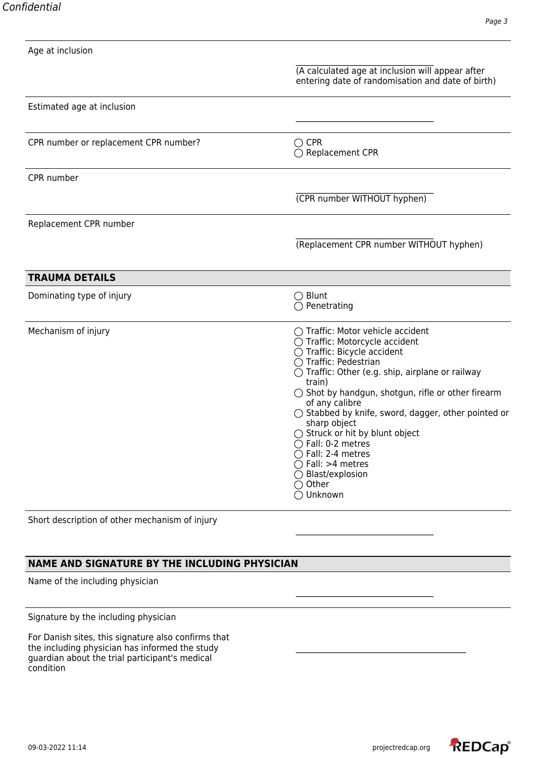Age at inclusion

\_\_\_\_\_\_\_\_\_\_\_\_\_\_\_\_\_\_\_\_\_\_\_\_\_\_\_\_\_\_\_\_
(A calculated age at inclusion will appear after entering date of randomisation and date of birth)

Estimated age at inclusion

\_\_\_\_\_\_\_\_\_\_\_\_\_\_\_\_\_\_\_\_\_\_\_\_\_\_\_\_\_\_\_\_

CPR number or replacement CPR number?

- ◯ CPR
- ◯ Replacement CPR

CPR number

\_\_\_\_\_\_\_\_\_\_\_\_\_\_\_\_\_\_\_\_\_\_\_\_\_\_\_\_\_\_\_\_
(CPR number WITHOUT hyphen)

Replacement CPR number

\_\_\_\_\_\_\_\_\_\_\_\_\_\_\_\_\_\_\_\_\_\_\_\_\_\_\_\_\_\_\_\_
(Replacement CPR number WITHOUT hyphen)

## TRAUMA DETAILS

Dominating type of injury

- ◯ Blunt
- ◯ Penetrating

Mechanism of injury

- ◯ Traffic: Motor vehicle accident
- ◯ Traffic: Motorcycle accident
- ◯ Traffic: Bicycle accident
- ◯ Traffic: Pedestrian
- ◯ Traffic: Other (e.g. ship, airplane or railway train)
- ◯ Shot by handgun, shotgun, rifle or other firearm of any calibre
- ◯ Stabbed by knife, sword, dagger, other pointed or sharp object
- ◯ Struck or hit by blunt object
- ◯ Fall: 0-2 metres
- ◯ Fall: 2-4 metres
- ◯ Fall: >4 metres
- ◯ Blast/explosion
- ◯ Other
- ◯ Unknown

Short description of other mechanism of injury

\_\_\_\_\_\_\_\_\_\_\_\_\_\_\_\_\_\_\_\_\_\_\_\_\_\_\_\_\_\_\_\_

## NAME AND SIGNATURE BY THE INCLUDING PHYSICIAN

Name of the including physician

\_\_\_\_\_\_\_\_\_\_\_\_\_\_\_\_\_\_\_\_\_\_\_\_\_\_\_\_\_\_\_\_

Signature by the including physician

For Danish sites, this signature also confirms that the including physician has informed the study guardian about the trial participant's medical condition

\_\_\_\_\_\_\_\_\_\_\_\_\_\_\_\_\_\_\_\_\_\_\_\_\_\_\_\_\_\_\_\_\_\_\_\_\_\_\_\_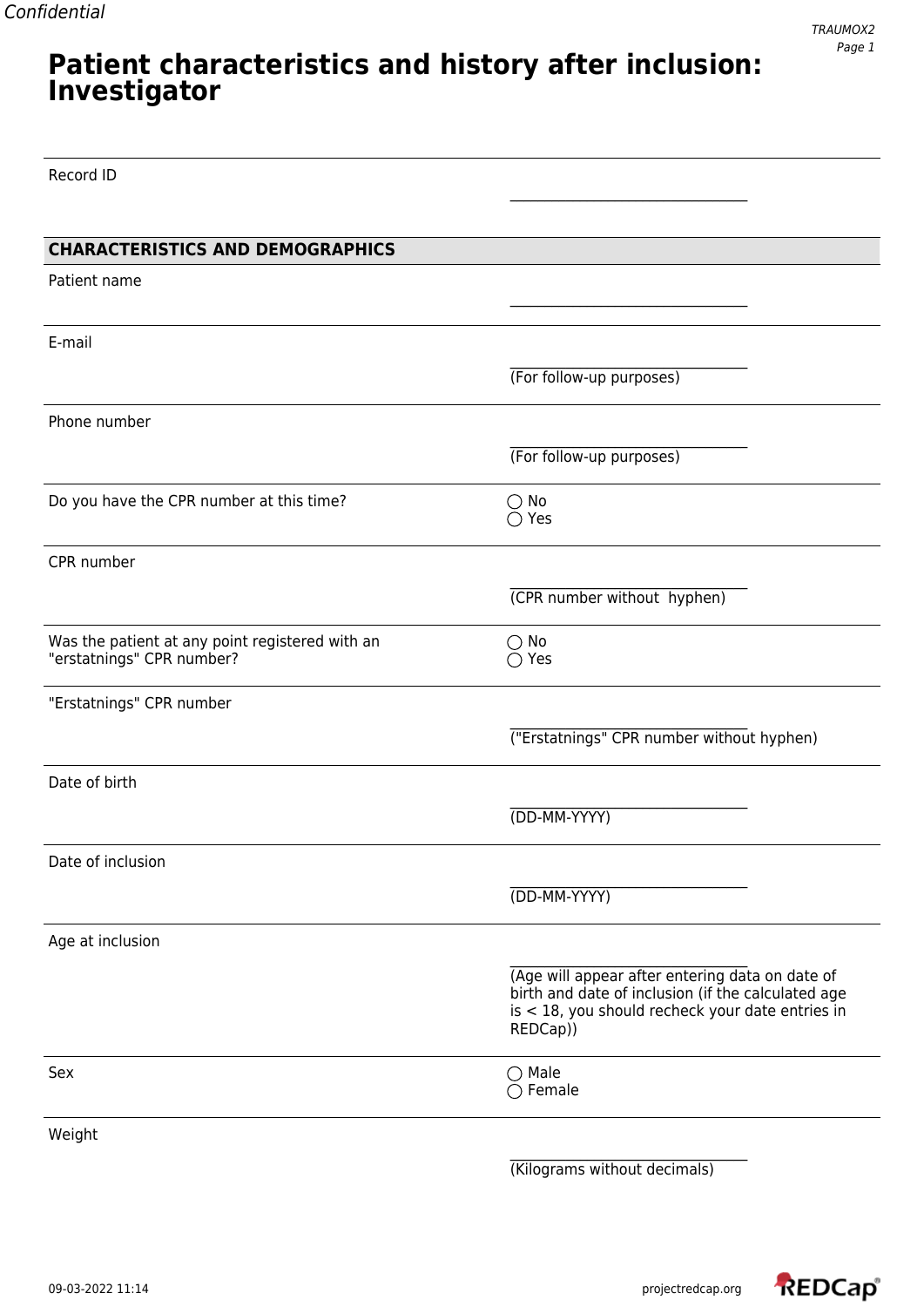# Patient characteristics and history after inclusion: Investigator

Record ID

________________________________

## CHARACTERISTICS AND DEMOGRAPHICS

Patient name

________________________________

E-mail

________________________________
(For follow-up purposes)

Phone number

________________________________
(For follow-up purposes)

Do you have the CPR number at this time?

◯ No
◯ Yes

CPR number

________________________________
(CPR number without hyphen)

Was the patient at any point registered with an "erstatnings" CPR number?

◯ No
◯ Yes

"Erstatnings" CPR number

________________________________
("Erstatnings" CPR number without hyphen)

Date of birth

________________________________
(DD-MM-YYYY)

Date of inclusion

________________________________
(DD-MM-YYYY)

Age at inclusion

________________________________
(Age will appear after entering data on date of birth and date of inclusion (if the calculated age is < 18, you should recheck your date entries in REDCap))

Sex

◯ Male
◯ Female

Weight

________________________________
(Kilograms without decimals)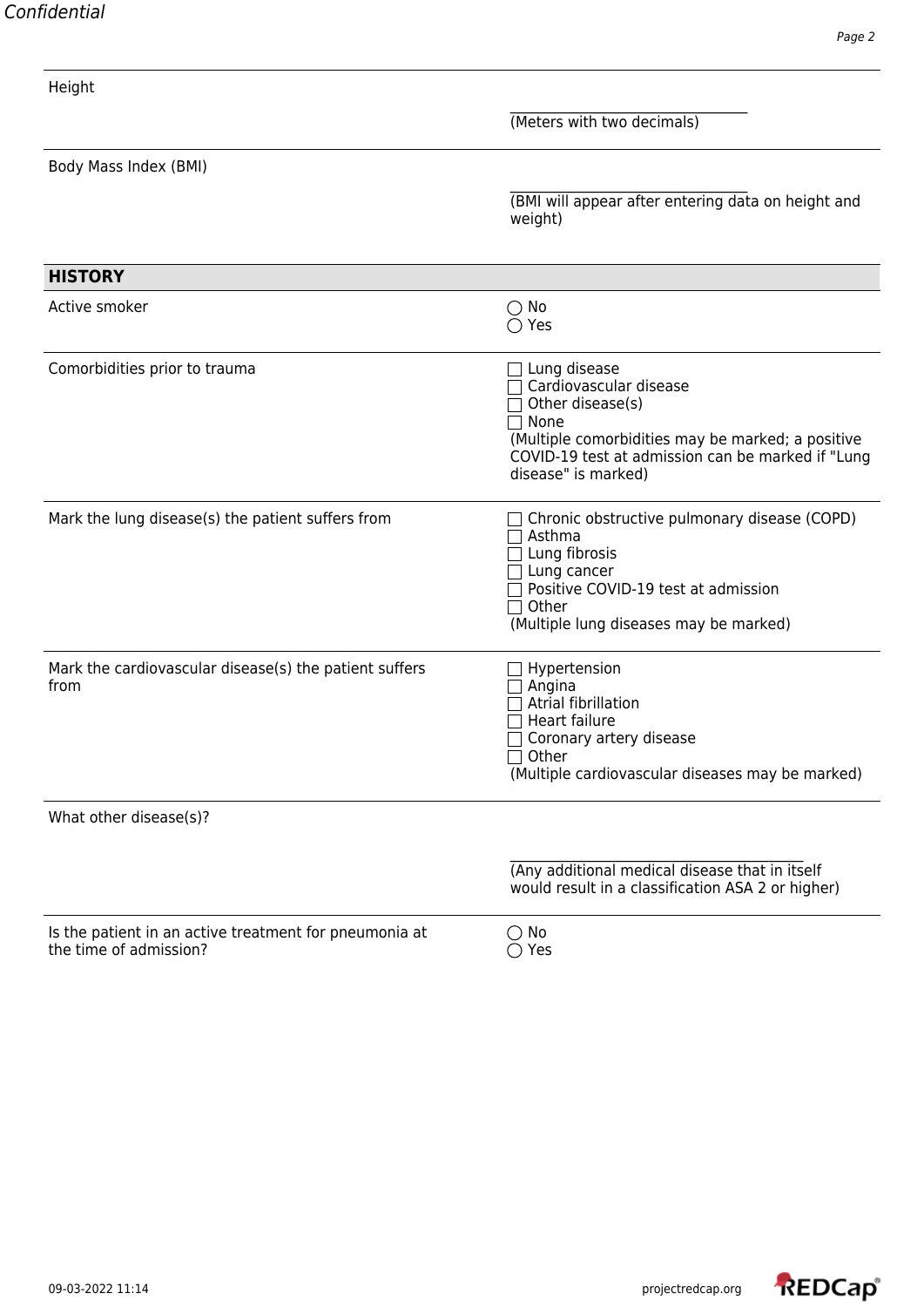| | |
|---|---|
| Height | ______________________ (Meters with two decimals) |
| Body Mass Index (BMI) | ______________________ (BMI will appear after entering data on height and weight) |

## HISTORY

| | |
|---|---|
| Active smoker | ◯ No<br>◯ Yes |
| Comorbidities prior to trauma | ☐ Lung disease<br>☐ Cardiovascular disease<br>☐ Other disease(s)<br>☐ None<br>(Multiple comorbidities may be marked; a positive COVID-19 test at admission can be marked if "Lung disease" is marked) |
| Mark the lung disease(s) the patient suffers from | ☐ Chronic obstructive pulmonary disease (COPD)<br>☐ Asthma<br>☐ Lung fibrosis<br>☐ Lung cancer<br>☐ Positive COVID-19 test at admission<br>☐ Other<br>(Multiple lung diseases may be marked) |
| Mark the cardiovascular disease(s) the patient suffers from | ☐ Hypertension<br>☐ Angina<br>☐ Atrial fibrillation<br>☐ Heart failure<br>☐ Coronary artery disease<br>☐ Other<br>(Multiple cardiovascular diseases may be marked) |
| What other disease(s)? | ______________________ (Any additional medical disease that in itself would result in a classification ASA 2 or higher) |
| Is the patient in an active treatment for pneumonia at the time of admission? | ◯ No<br>◯ Yes |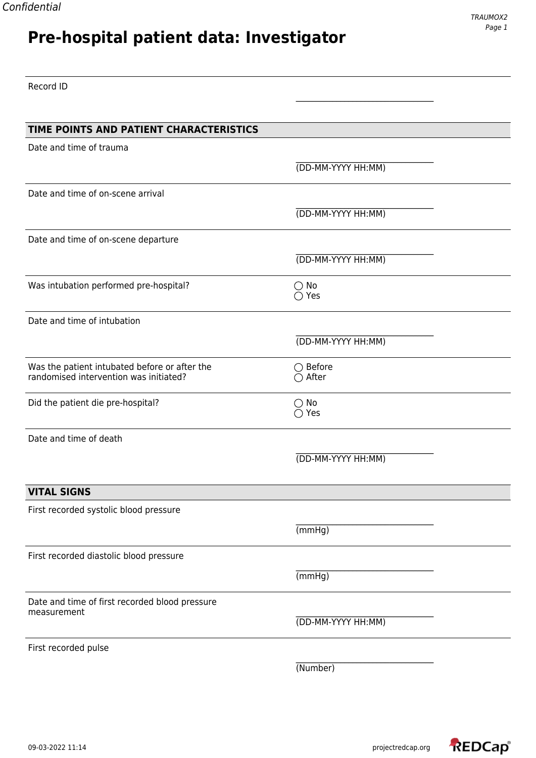Confidential

# Pre-hospital patient data: Investigator

Record ID

\_\_\_\_\_\_\_\_\_\_\_\_\_\_\_\_\_\_\_\_\_\_\_\_\_\_\_\_\_\_\_\_\_\_

## TIME POINTS AND PATIENT CHARACTERISTICS

Date and time of trauma

\_\_\_\_\_\_\_\_\_\_\_\_\_\_\_\_\_\_\_\_\_\_\_\_\_\_\_\_\_\_\_\_\_\_
(DD-MM-YYYY HH:MM)

Date and time of on-scene arrival

\_\_\_\_\_\_\_\_\_\_\_\_\_\_\_\_\_\_\_\_\_\_\_\_\_\_\_\_\_\_\_\_\_\_
(DD-MM-YYYY HH:MM)

Date and time of on-scene departure

\_\_\_\_\_\_\_\_\_\_\_\_\_\_\_\_\_\_\_\_\_\_\_\_\_\_\_\_\_\_\_\_\_\_
(DD-MM-YYYY HH:MM)

Was intubation performed pre-hospital?

◯ No
◯ Yes

Date and time of intubation

\_\_\_\_\_\_\_\_\_\_\_\_\_\_\_\_\_\_\_\_\_\_\_\_\_\_\_\_\_\_\_\_\_\_
(DD-MM-YYYY HH:MM)

Was the patient intubated before or after the randomised intervention was initiated?

◯ Before
◯ After

Did the patient die pre-hospital?

◯ No
◯ Yes

Date and time of death

\_\_\_\_\_\_\_\_\_\_\_\_\_\_\_\_\_\_\_\_\_\_\_\_\_\_\_\_\_\_\_\_\_\_
(DD-MM-YYYY HH:MM)

## VITAL SIGNS

First recorded systolic blood pressure

\_\_\_\_\_\_\_\_\_\_\_\_\_\_\_\_\_\_\_\_\_\_\_\_\_\_\_\_\_\_\_\_\_\_
(mmHg)

First recorded diastolic blood pressure

\_\_\_\_\_\_\_\_\_\_\_\_\_\_\_\_\_\_\_\_\_\_\_\_\_\_\_\_\_\_\_\_\_\_
(mmHg)

Date and time of first recorded blood pressure measurement

\_\_\_\_\_\_\_\_\_\_\_\_\_\_\_\_\_\_\_\_\_\_\_\_\_\_\_\_\_\_\_\_\_\_
(DD-MM-YYYY HH:MM)

First recorded pulse

\_\_\_\_\_\_\_\_\_\_\_\_\_\_\_\_\_\_\_\_\_\_\_\_\_\_\_\_\_\_\_\_\_\_
(Number)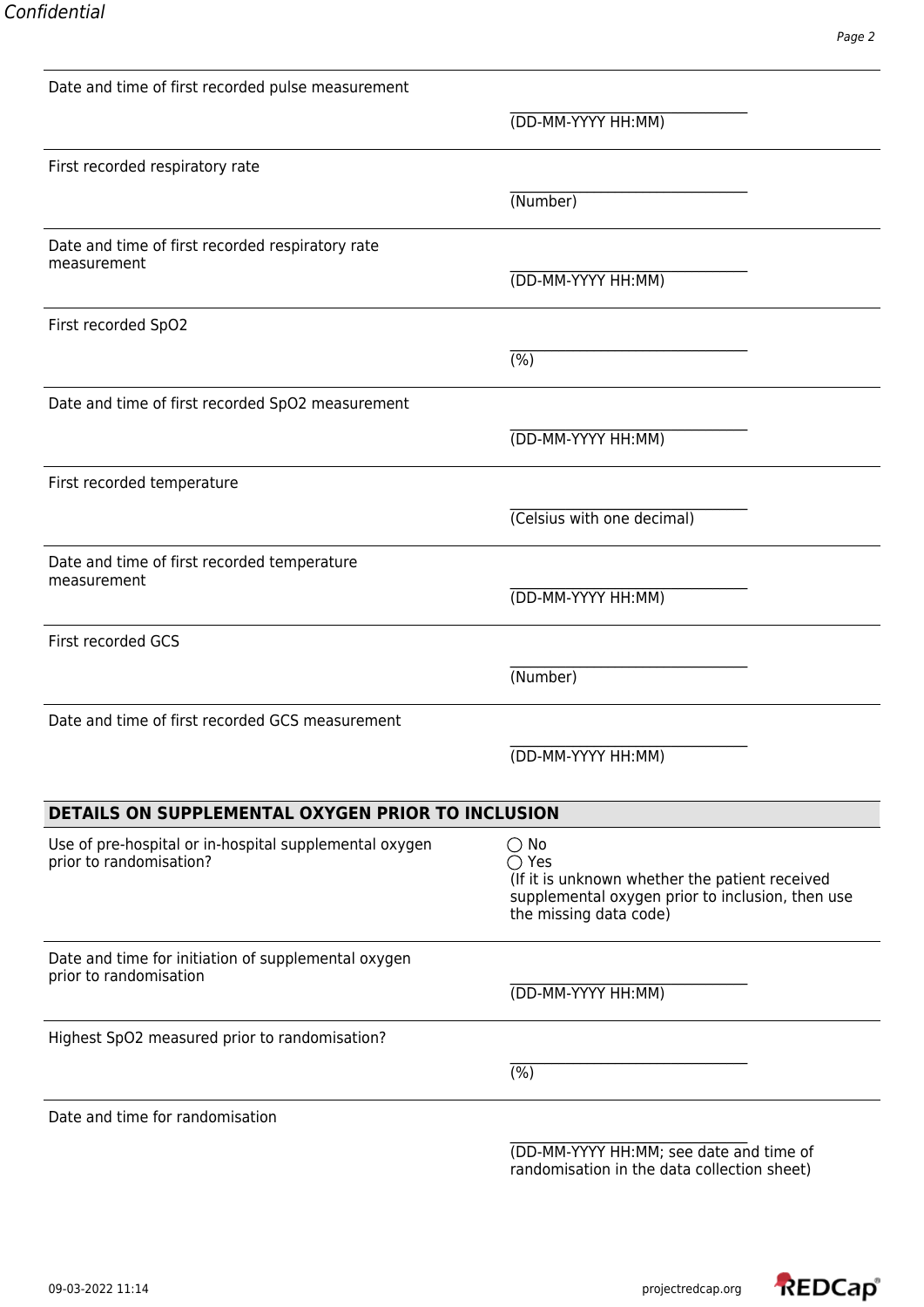| Field | Response |
| --- | --- |
| Date and time of first recorded pulse measurement | ____________ (DD-MM-YYYY HH:MM) |
| First recorded respiratory rate | ____________ (Number) |
| Date and time of first recorded respiratory rate measurement | ____________ (DD-MM-YYYY HH:MM) |
| First recorded SpO2 | ____________ (%) |
| Date and time of first recorded SpO2 measurement | ____________ (DD-MM-YYYY HH:MM) |
| First recorded temperature | ____________ (Celsius with one decimal) |
| Date and time of first recorded temperature measurement | ____________ (DD-MM-YYYY HH:MM) |
| First recorded GCS | ____________ (Number) |
| Date and time of first recorded GCS measurement | ____________ (DD-MM-YYYY HH:MM) |

## DETAILS ON SUPPLEMENTAL OXYGEN PRIOR TO INCLUSION

| Field | Response |
| --- | --- |
| Use of pre-hospital or in-hospital supplemental oxygen prior to randomisation? | ◯ No<br>◯ Yes<br>(If it is unknown whether the patient received supplemental oxygen prior to inclusion, then use the missing data code) |
| Date and time for initiation of supplemental oxygen prior to randomisation | ____________ (DD-MM-YYYY HH:MM) |
| Highest SpO2 measured prior to randomisation? | ____________ (%) |
| Date and time for randomisation | ____________ (DD-MM-YYYY HH:MM; see date and time of randomisation in the data collection sheet) |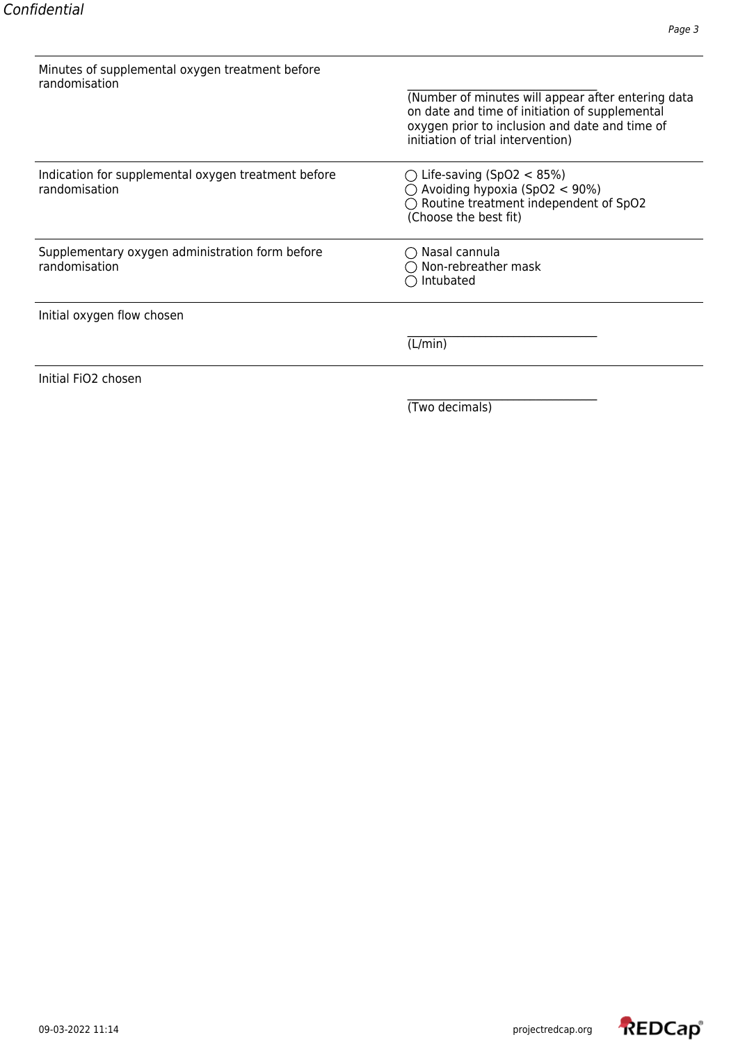| Field | Response |
| --- | --- |
| Minutes of supplemental oxygen treatment before randomisation | __________________________________ (Number of minutes will appear after entering data on date and time of initiation of supplemental oxygen prior to inclusion and date and time of initiation of trial intervention) |
| Indication for supplemental oxygen treatment before randomisation | ◯ Life-saving ($SpO_2$ < 85%)<br>◯ Avoiding hypoxia ($SpO_2$ < 90%)<br>◯ Routine treatment independent of $SpO_2$<br>(Choose the best fit) |
| Supplementary oxygen administration form before randomisation | ◯ Nasal cannula<br>◯ Non-rebreather mask<br>◯ Intubated |
| Initial oxygen flow chosen | __________________________________ (L/min) |
| Initial $FiO_2$ chosen | __________________________________ (Two decimals) |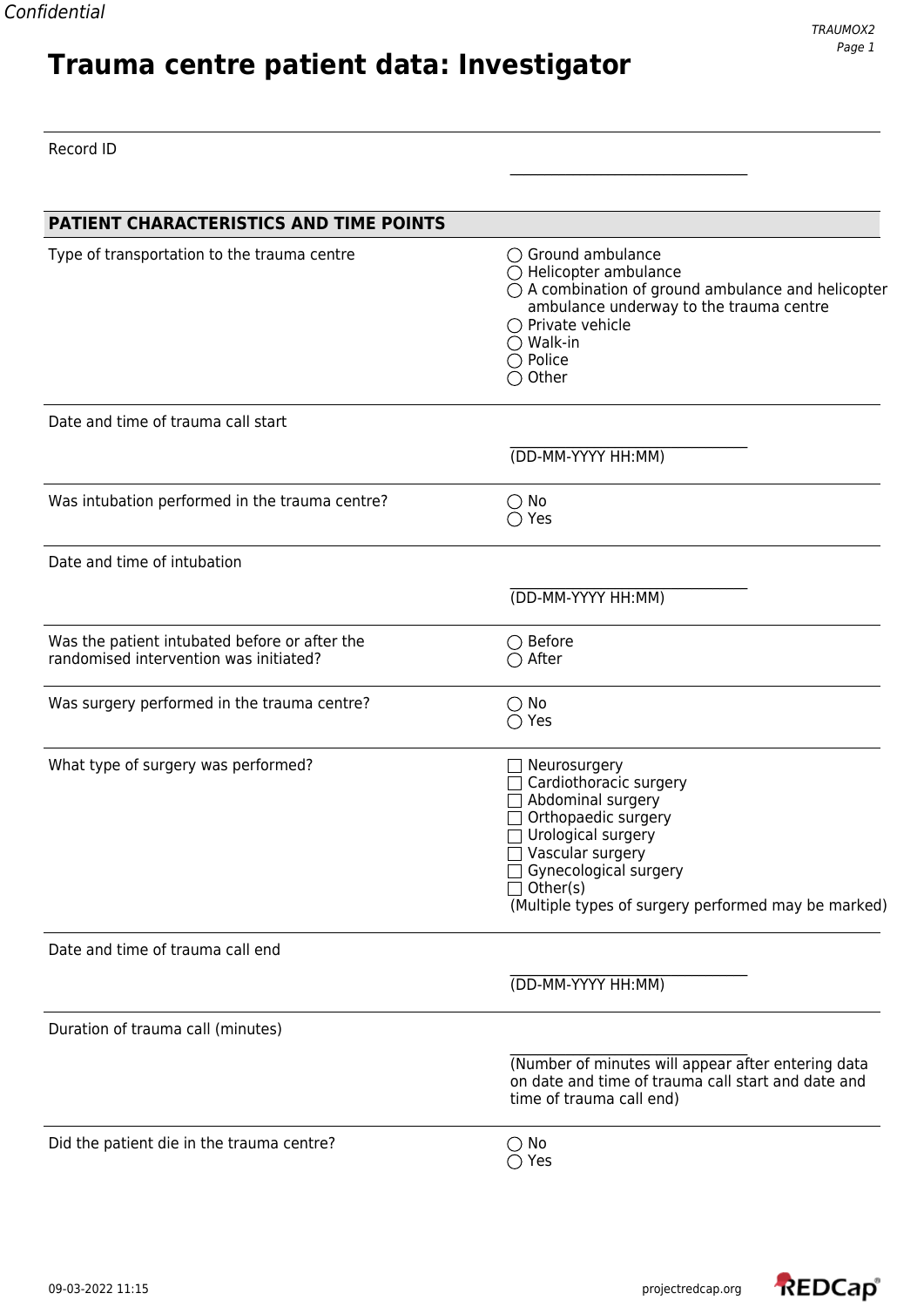# Trauma centre patient data: Investigator

Record ID

______________________

## PATIENT CHARACTERISTICS AND TIME POINTS

| | |
|---|---|
| Type of transportation to the trauma centre | ◯ Ground ambulance<br>◯ Helicopter ambulance<br>◯ A combination of ground ambulance and helicopter ambulance underway to the trauma centre<br>◯ Private vehicle<br>◯ Walk-in<br>◯ Police<br>◯ Other |
| Date and time of trauma call start | ______________________<br>(DD-MM-YYYY HH:MM) |
| Was intubation performed in the trauma centre? | ◯ No<br>◯ Yes |
| Date and time of intubation | ______________________<br>(DD-MM-YYYY HH:MM) |
| Was the patient intubated before or after the randomised intervention was initiated? | ◯ Before<br>◯ After |
| Was surgery performed in the trauma centre? | ◯ No<br>◯ Yes |
| What type of surgery was performed? | ☐ Neurosurgery<br>☐ Cardiothoracic surgery<br>☐ Abdominal surgery<br>☐ Orthopaedic surgery<br>☐ Urological surgery<br>☐ Vascular surgery<br>☐ Gynecological surgery<br>☐ Other(s)<br>(Multiple types of surgery performed may be marked) |
| Date and time of trauma call end | ______________________<br>(DD-MM-YYYY HH:MM) |
| Duration of trauma call (minutes) | ______________________<br>(Number of minutes will appear after entering data on date and time of trauma call start and date and time of trauma call end) |
| Did the patient die in the trauma centre? | ◯ No<br>◯ Yes |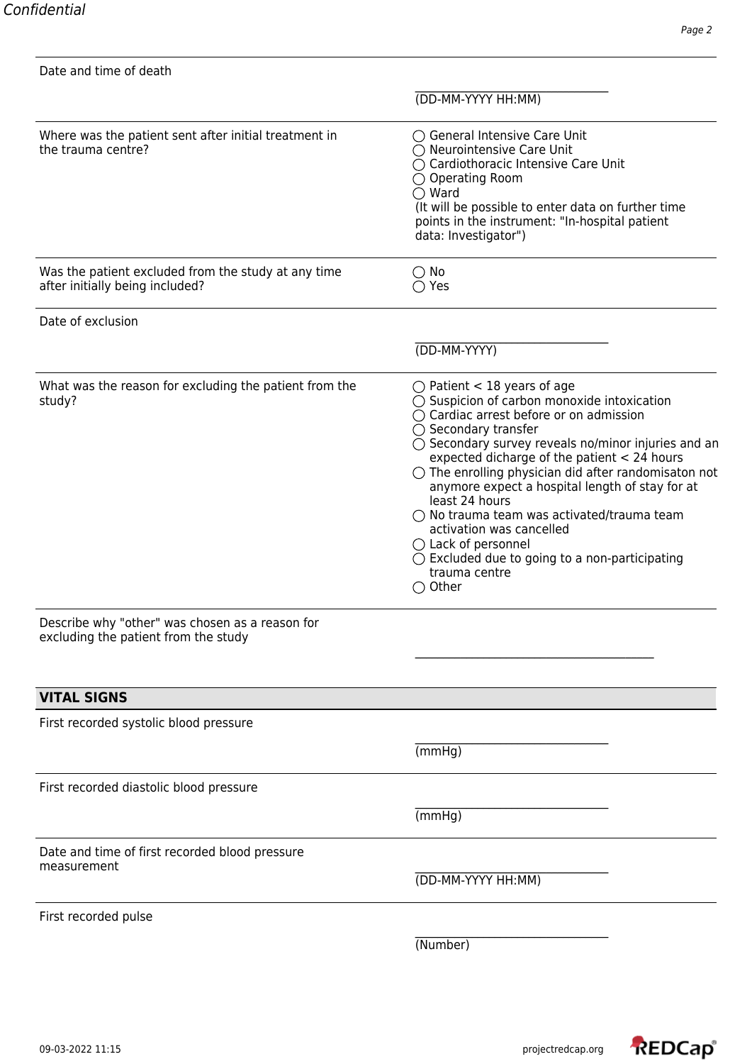Date and time of death

\_\_\_\_\_\_\_\_\_\_\_\_\_\_\_\_\_\_\_\_\_\_\_\_\_\_\_\_\_\_
(DD-MM-YYYY HH:MM)

Where was the patient sent after initial treatment in the trauma centre?

- ◯ General Intensive Care Unit
- ◯ Neurointensive Care Unit
- ◯ Cardiothoracic Intensive Care Unit
- ◯ Operating Room
- ◯ Ward

(It will be possible to enter data on further time points in the instrument: "In-hospital patient data: Investigator")

Was the patient excluded from the study at any time after initially being included?

- ◯ No
- ◯ Yes

Date of exclusion

\_\_\_\_\_\_\_\_\_\_\_\_\_\_\_\_\_\_\_\_\_\_\_\_\_\_\_\_\_\_
(DD-MM-YYYY)

What was the reason for excluding the patient from the study?

- ◯ Patient < 18 years of age
- ◯ Suspicion of carbon monoxide intoxication
- ◯ Cardiac arrest before or on admission
- ◯ Secondary transfer
- ◯ Secondary survey reveals no/minor injuries and an expected dicharge of the patient < 24 hours
- ◯ The enrolling physician did after randomisaton not anymore expect a hospital length of stay for at least 24 hours
- ◯ No trauma team was activated/trauma team activation was cancelled
- ◯ Lack of personnel
- ◯ Excluded due to going to a non-participating trauma centre
- ◯ Other

Describe why "other" was chosen as a reason for excluding the patient from the study

\_\_\_\_\_\_\_\_\_\_\_\_\_\_\_\_\_\_\_\_\_\_\_\_\_\_\_\_\_\_\_\_\_\_\_\_\_\_\_\_

## VITAL SIGNS

First recorded systolic blood pressure

\_\_\_\_\_\_\_\_\_\_\_\_\_\_\_\_\_\_\_\_\_\_\_\_\_\_\_\_\_\_
(mmHg)

First recorded diastolic blood pressure

\_\_\_\_\_\_\_\_\_\_\_\_\_\_\_\_\_\_\_\_\_\_\_\_\_\_\_\_\_\_
(mmHg)

Date and time of first recorded blood pressure measurement

\_\_\_\_\_\_\_\_\_\_\_\_\_\_\_\_\_\_\_\_\_\_\_\_\_\_\_\_\_\_
(DD-MM-YYYY HH:MM)

First recorded pulse

\_\_\_\_\_\_\_\_\_\_\_\_\_\_\_\_\_\_\_\_\_\_\_\_\_\_\_\_\_\_
(Number)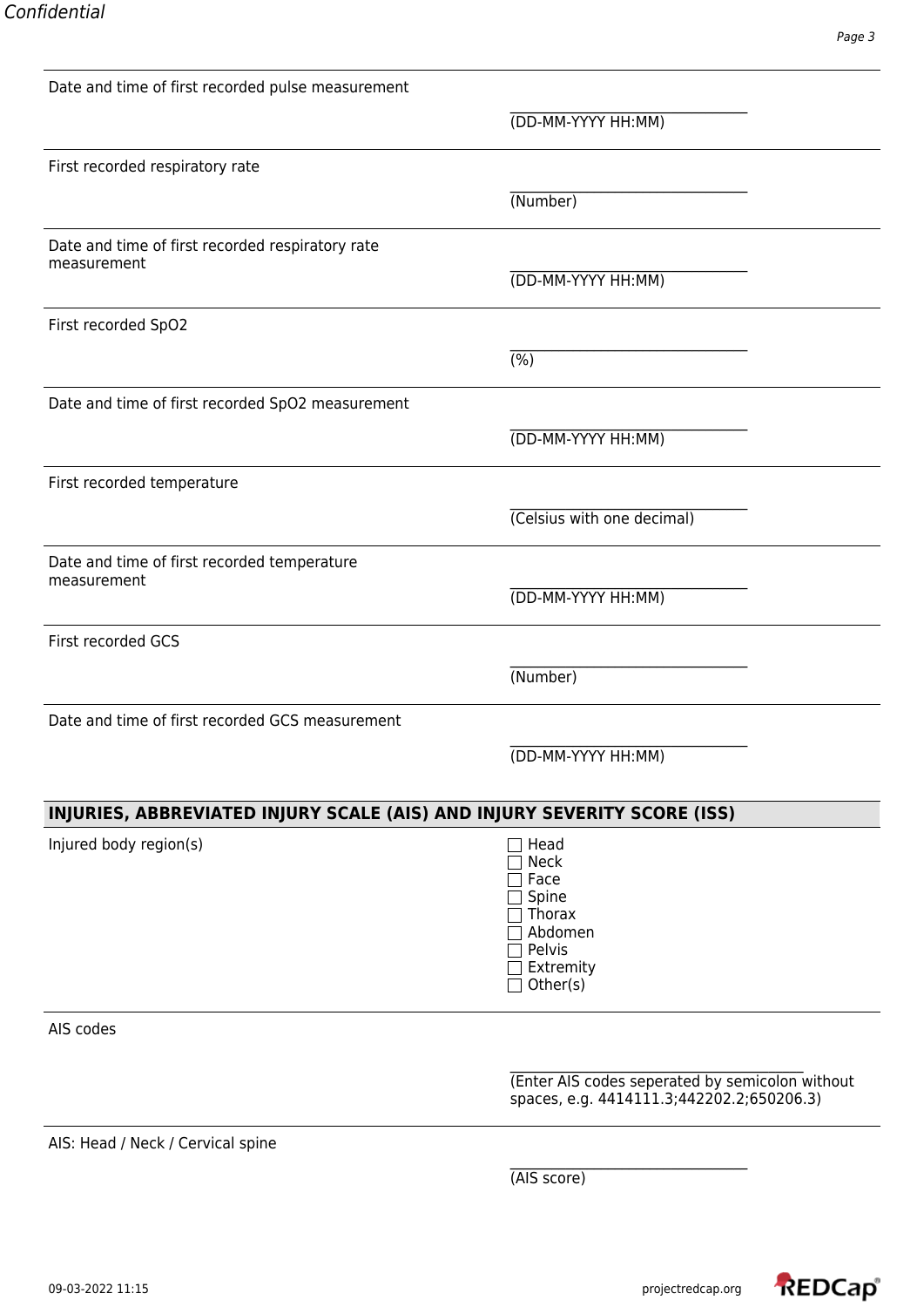Date and time of first recorded pulse measurement

______________________
(DD-MM-YYYY HH:MM)

First recorded respiratory rate

______________________
(Number)

Date and time of first recorded respiratory rate measurement

______________________
(DD-MM-YYYY HH:MM)

First recorded SpO2

______________________
(%)

Date and time of first recorded SpO2 measurement

______________________
(DD-MM-YYYY HH:MM)

First recorded temperature

______________________
(Celsius with one decimal)

Date and time of first recorded temperature measurement

______________________
(DD-MM-YYYY HH:MM)

First recorded GCS

______________________
(Number)

Date and time of first recorded GCS measurement

______________________
(DD-MM-YYYY HH:MM)

## INJURIES, ABBREVIATED INJURY SCALE (AIS) AND INJURY SEVERITY SCORE (ISS)

Injured body region(s)

- ☐ Head
- ☐ Neck
- ☐ Face
- ☐ Spine
- ☐ Thorax
- ☐ Abdomen
- ☐ Pelvis
- ☐ Extremity
- ☐ Other(s)

AIS codes

______________________
(Enter AIS codes seperated by semicolon without spaces, e.g. 4414111.3;442202.2;650206.3)

AIS: Head / Neck / Cervical spine

______________________
(AIS score)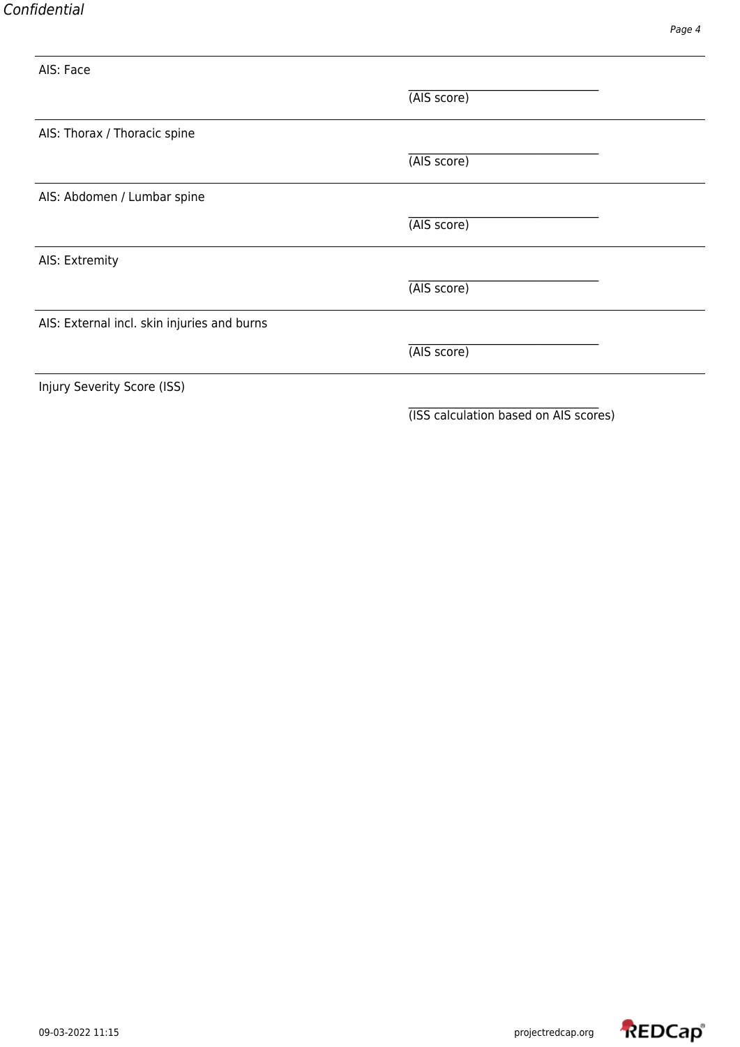AIS: Face

\_\_\_\_\_\_\_\_\_\_\_\_\_\_\_\_\_\_\_\_\_\_\_\_\_\_\_\_\_\_\_\_\_\_
(AIS score)

---

AIS: Thorax / Thoracic spine

\_\_\_\_\_\_\_\_\_\_\_\_\_\_\_\_\_\_\_\_\_\_\_\_\_\_\_\_\_\_\_\_\_\_
(AIS score)

---

AIS: Abdomen / Lumbar spine

\_\_\_\_\_\_\_\_\_\_\_\_\_\_\_\_\_\_\_\_\_\_\_\_\_\_\_\_\_\_\_\_\_\_
(AIS score)

---

AIS: Extremity

\_\_\_\_\_\_\_\_\_\_\_\_\_\_\_\_\_\_\_\_\_\_\_\_\_\_\_\_\_\_\_\_\_\_
(AIS score)

---

AIS: External incl. skin injuries and burns

\_\_\_\_\_\_\_\_\_\_\_\_\_\_\_\_\_\_\_\_\_\_\_\_\_\_\_\_\_\_\_\_\_\_
(AIS score)

---

Injury Severity Score (ISS)

\_\_\_\_\_\_\_\_\_\_\_\_\_\_\_\_\_\_\_\_\_\_\_\_\_\_\_\_\_\_\_\_\_\_
(ISS calculation based on AIS scores)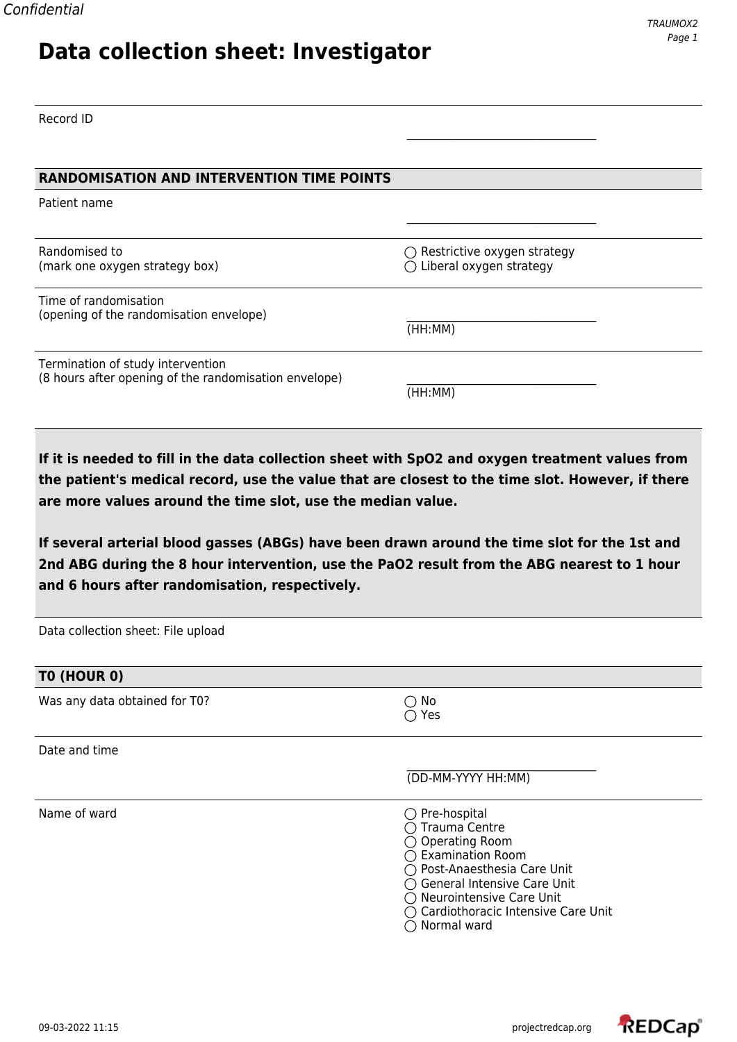# Data collection sheet: Investigator

Record ID ________________________________

## RANDOMISATION AND INTERVENTION TIME POINTS

Patient name ________________________________

Randomised to
(mark one oxygen strategy box)

- ◯ Restrictive oxygen strategy
- ◯ Liberal oxygen strategy

Time of randomisation
(opening of the randomisation envelope)

________________________________
(HH:MM)

Termination of study intervention
(8 hours after opening of the randomisation envelope)

________________________________
(HH:MM)

**If it is needed to fill in the data collection sheet with SpO2 and oxygen treatment values from the patient's medical record, use the value that are closest to the time slot. However, if there are more values around the time slot, use the median value.**

**If several arterial blood gasses (ABGs) have been drawn around the time slot for the 1st and 2nd ABG during the 8 hour intervention, use the PaO2 result from the ABG nearest to 1 hour and 6 hours after randomisation, respectively.**

Data collection sheet: File upload

## T0 (HOUR 0)

Was any data obtained for T0?

- ◯ No
- ◯ Yes

Date and time

________________________________
(DD-MM-YYYY HH:MM)

Name of ward

- ◯ Pre-hospital
- ◯ Trauma Centre
- ◯ Operating Room
- ◯ Examination Room
- ◯ Post-Anaesthesia Care Unit
- ◯ General Intensive Care Unit
- ◯ Neurointensive Care Unit
- ◯ Cardiothoracic Intensive Care Unit
- ◯ Normal ward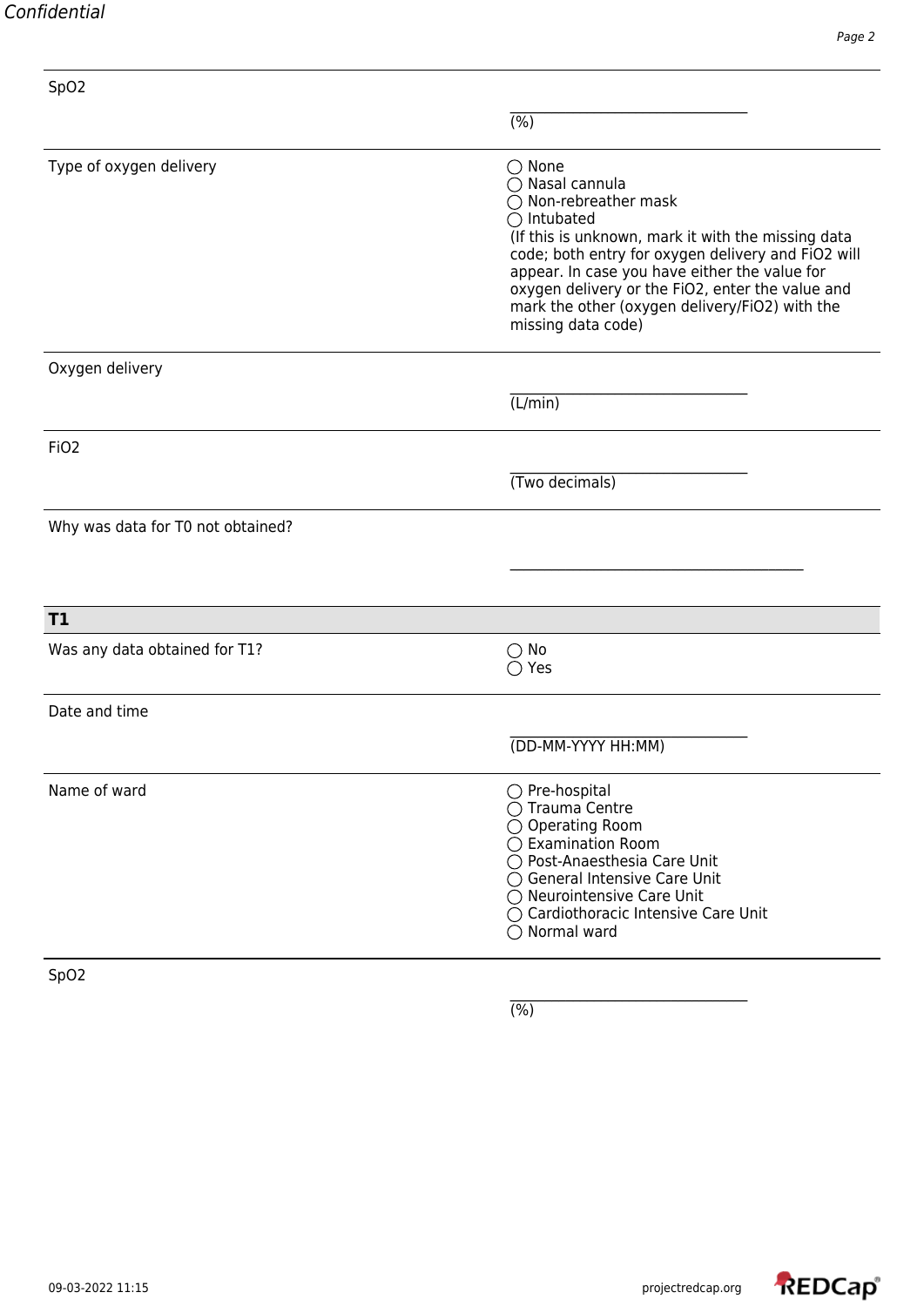SpO2

\_\_\_\_\_\_\_\_\_\_\_\_\_\_\_\_\_\_\_\_\_\_\_\_\_\_\_\_\_\_\_\_\_\_
(%)

---

Type of oxygen delivery

- ◯ None
- ◯ Nasal cannula
- ◯ Non-rebreather mask
- ◯ Intubated

(If this is unknown, mark it with the missing data code; both entry for oxygen delivery and FiO2 will appear. In case you have either the value for oxygen delivery or the FiO2, enter the value and mark the other (oxygen delivery/FiO2) with the missing data code)

---

Oxygen delivery

\_\_\_\_\_\_\_\_\_\_\_\_\_\_\_\_\_\_\_\_\_\_\_\_\_\_\_\_\_\_\_\_\_\_
(L/min)

---

FiO2

\_\_\_\_\_\_\_\_\_\_\_\_\_\_\_\_\_\_\_\_\_\_\_\_\_\_\_\_\_\_\_\_\_\_
(Two decimals)

---

Why was data for T0 not obtained?

\_\_\_\_\_\_\_\_\_\_\_\_\_\_\_\_\_\_\_\_\_\_\_\_\_\_\_\_\_\_\_\_\_\_\_\_\_\_\_\_\_\_

---

## T1

Was any data obtained for T1?

- ◯ No
- ◯ Yes

---

Date and time

\_\_\_\_\_\_\_\_\_\_\_\_\_\_\_\_\_\_\_\_\_\_\_\_\_\_\_\_\_\_\_\_\_\_
(DD-MM-YYYY HH:MM)

---

Name of ward

- ◯ Pre-hospital
- ◯ Trauma Centre
- ◯ Operating Room
- ◯ Examination Room
- ◯ Post-Anaesthesia Care Unit
- ◯ General Intensive Care Unit
- ◯ Neurointensive Care Unit
- ◯ Cardiothoracic Intensive Care Unit
- ◯ Normal ward

---

SpO2

\_\_\_\_\_\_\_\_\_\_\_\_\_\_\_\_\_\_\_\_\_\_\_\_\_\_\_\_\_\_\_\_\_\_
(%)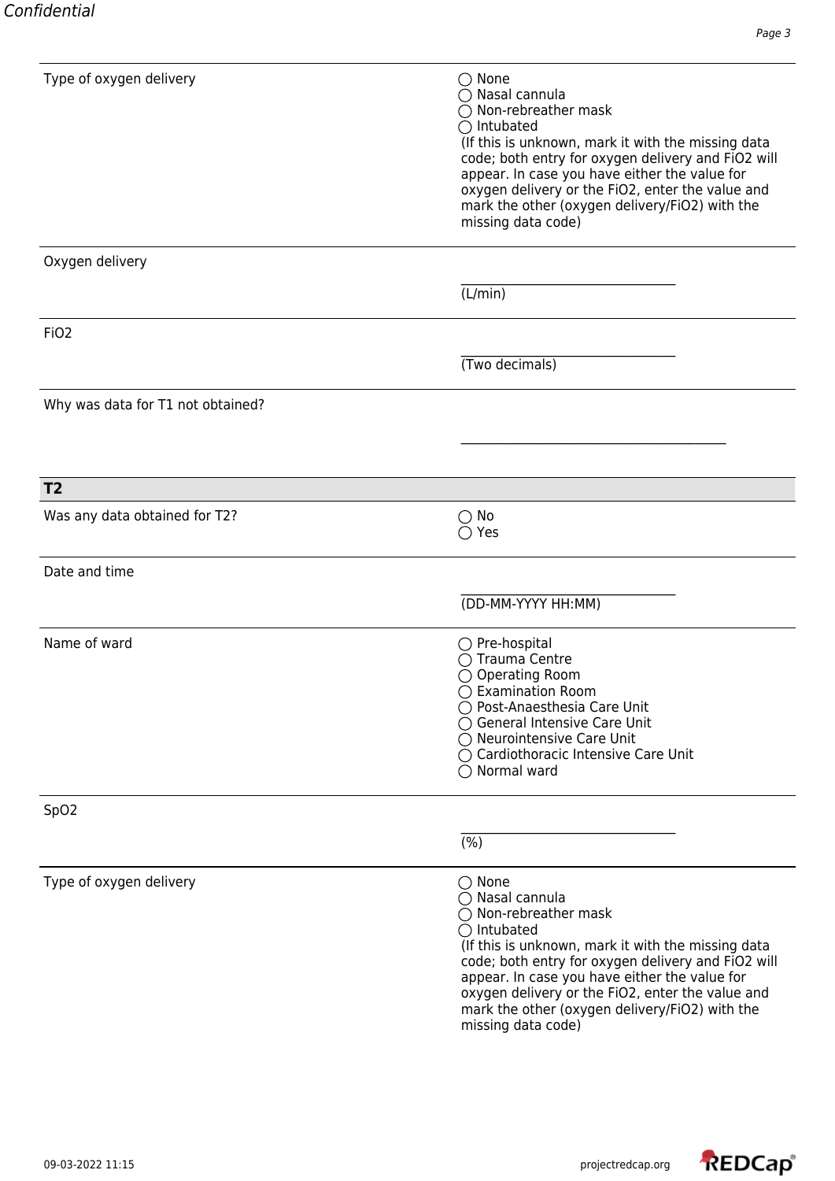| | |
|---|---|
| Type of oxygen delivery | ◯ None<br>◯ Nasal cannula<br>◯ Non-rebreather mask<br>◯ Intubated<br>(If this is unknown, mark it with the missing data code; both entry for oxygen delivery and FiO2 will appear. In case you have either the value for oxygen delivery or the FiO2, enter the value and mark the other (oxygen delivery/FiO2) with the missing data code) |
| Oxygen delivery | __________________________________<br>(L/min) |
| FiO2 | __________________________________<br>(Two decimals) |
| Why was data for T1 not obtained? | __________________________________________ |

## T2

| | |
|---|---|
| Was any data obtained for T2? | ◯ No<br>◯ Yes |
| Date and time | __________________________________<br>(DD-MM-YYYY HH:MM) |
| Name of ward | ◯ Pre-hospital<br>◯ Trauma Centre<br>◯ Operating Room<br>◯ Examination Room<br>◯ Post-Anaesthesia Care Unit<br>◯ General Intensive Care Unit<br>◯ Neurointensive Care Unit<br>◯ Cardiothoracic Intensive Care Unit<br>◯ Normal ward |
| SpO2 | __________________________________<br>(%) |
| Type of oxygen delivery | ◯ None<br>◯ Nasal cannula<br>◯ Non-rebreather mask<br>◯ Intubated<br>(If this is unknown, mark it with the missing data code; both entry for oxygen delivery and FiO2 will appear. In case you have either the value for oxygen delivery or the FiO2, enter the value and mark the other (oxygen delivery/FiO2) with the missing data code) |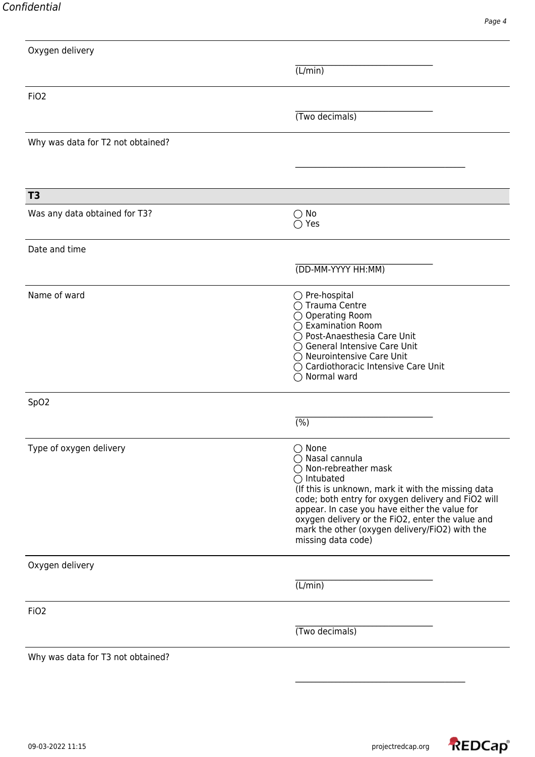| | |
|---|---|
| Oxygen delivery | __________________________ (L/min) |
| FiO2 | __________________________ (Two decimals) |
| Why was data for T2 not obtained? | __________________________________ |

## T3

| | |
|---|---|
| Was any data obtained for T3? | ◯ No<br>◯ Yes |
| Date and time | __________________________ (DD-MM-YYYY HH:MM) |
| Name of ward | ◯ Pre-hospital<br>◯ Trauma Centre<br>◯ Operating Room<br>◯ Examination Room<br>◯ Post-Anaesthesia Care Unit<br>◯ General Intensive Care Unit<br>◯ Neurointensive Care Unit<br>◯ Cardiothoracic Intensive Care Unit<br>◯ Normal ward |
| SpO2 | __________________________ (%) |
| Type of oxygen delivery | ◯ None<br>◯ Nasal cannula<br>◯ Non-rebreather mask<br>◯ Intubated<br>(If this is unknown, mark it with the missing data code; both entry for oxygen delivery and FiO2 will appear. In case you have either the value for oxygen delivery or the FiO2, enter the value and mark the other (oxygen delivery/FiO2) with the missing data code) |
| Oxygen delivery | __________________________ (L/min) |
| FiO2 | __________________________ (Two decimals) |
| Why was data for T3 not obtained? | __________________________________ |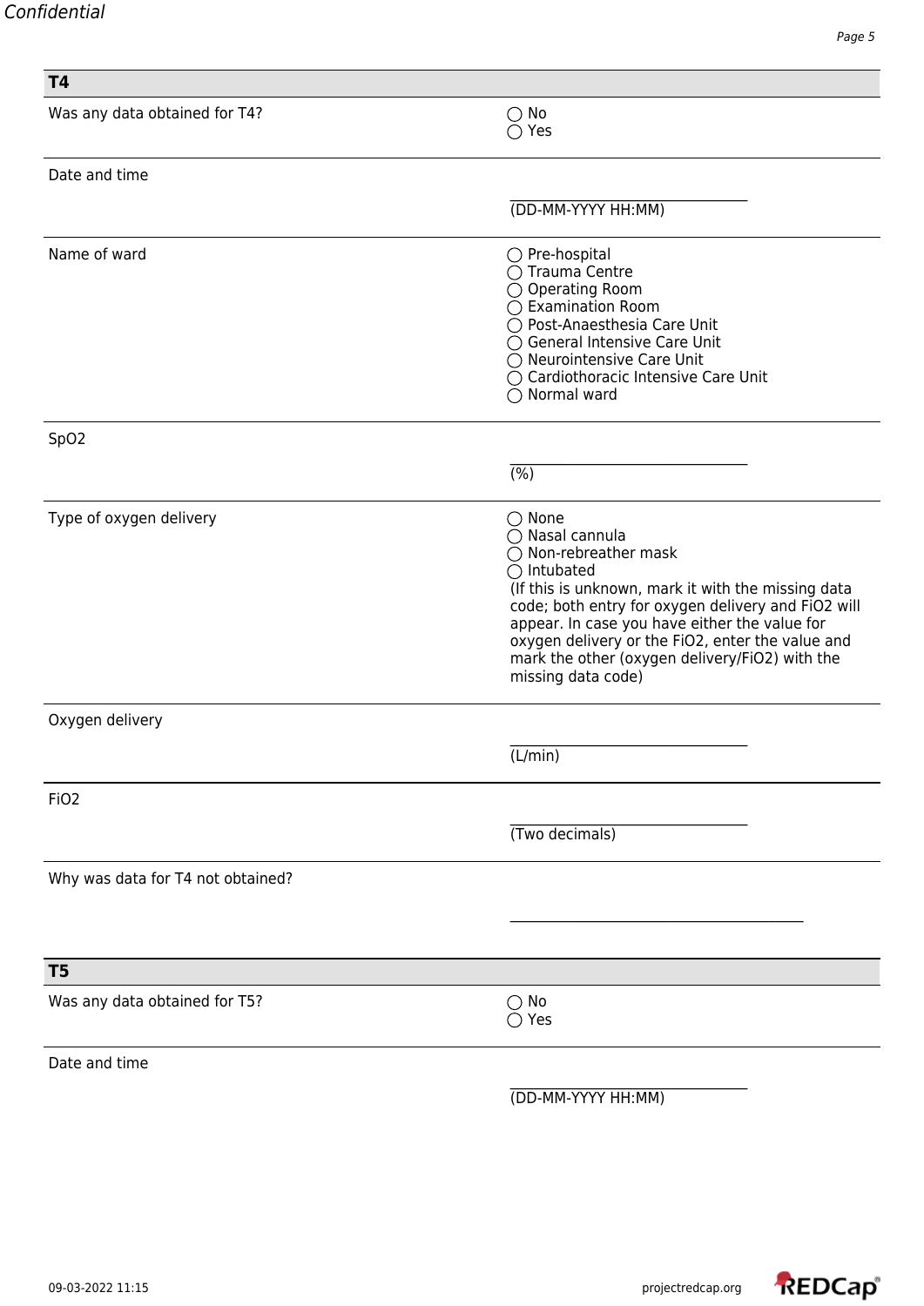## T4

| | |
|---|---|
| Was any data obtained for T4? | ◯ No<br>◯ Yes |
| Date and time | ____________________<br>(DD-MM-YYYY HH:MM) |
| Name of ward | ◯ Pre-hospital<br>◯ Trauma Centre<br>◯ Operating Room<br>◯ Examination Room<br>◯ Post-Anaesthesia Care Unit<br>◯ General Intensive Care Unit<br>◯ Neurointensive Care Unit<br>◯ Cardiothoracic Intensive Care Unit<br>◯ Normal ward |
| SpO2 | ____________________<br>(%) |
| Type of oxygen delivery | ◯ None<br>◯ Nasal cannula<br>◯ Non-rebreather mask<br>◯ Intubated<br>(If this is unknown, mark it with the missing data code; both entry for oxygen delivery and FiO2 will appear. In case you have either the value for oxygen delivery or the FiO2, enter the value and mark the other (oxygen delivery/FiO2) with the missing data code) |
| Oxygen delivery | ____________________<br>(L/min) |
| FiO2 | ____________________<br>(Two decimals) |
| Why was data for T4 not obtained? | ______________________________ |

## T5

| | |
|---|---|
| Was any data obtained for T5? | ◯ No<br>◯ Yes |
| Date and time | ____________________<br>(DD-MM-YYYY HH:MM) |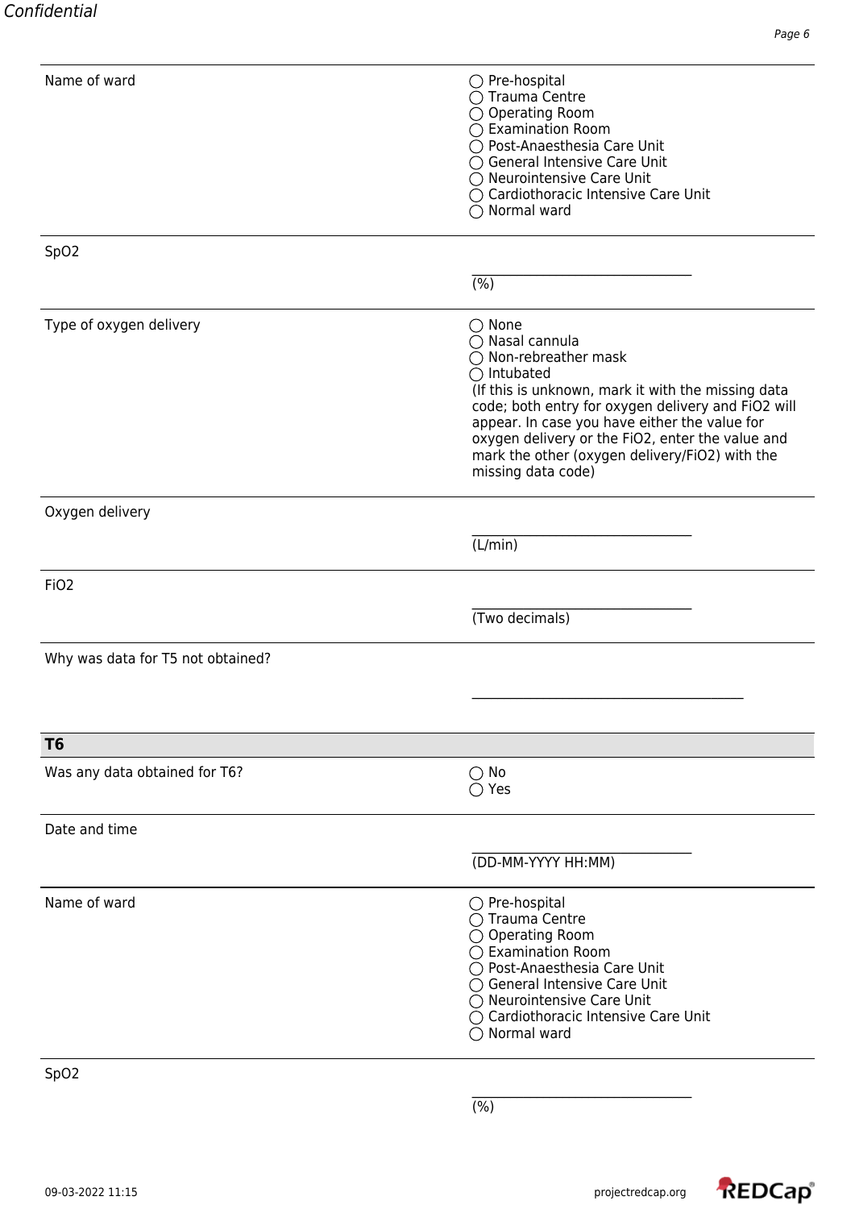| | |
|---|---|
| Name of ward | ◯ Pre-hospital<br>◯ Trauma Centre<br>◯ Operating Room<br>◯ Examination Room<br>◯ Post-Anaesthesia Care Unit<br>◯ General Intensive Care Unit<br>◯ Neurointensive Care Unit<br>◯ Cardiothoracic Intensive Care Unit<br>◯ Normal ward |
| SpO2 | ______________________<br>(%) |
| Type of oxygen delivery | ◯ None<br>◯ Nasal cannula<br>◯ Non-rebreather mask<br>◯ Intubated<br>(If this is unknown, mark it with the missing data code; both entry for oxygen delivery and FiO2 will appear. In case you have either the value for oxygen delivery or the FiO2, enter the value and mark the other (oxygen delivery/FiO2) with the missing data code) |
| Oxygen delivery | ______________________<br>(L/min) |
| FiO2 | ______________________<br>(Two decimals) |
| Why was data for T5 not obtained? | ______________________ |

### T6

| | |
|---|---|
| Was any data obtained for T6? | ◯ No<br>◯ Yes |
| Date and time | ______________________<br>(DD-MM-YYYY HH:MM) |
| Name of ward | ◯ Pre-hospital<br>◯ Trauma Centre<br>◯ Operating Room<br>◯ Examination Room<br>◯ Post-Anaesthesia Care Unit<br>◯ General Intensive Care Unit<br>◯ Neurointensive Care Unit<br>◯ Cardiothoracic Intensive Care Unit<br>◯ Normal ward |
| SpO2 | ______________________<br>(%) |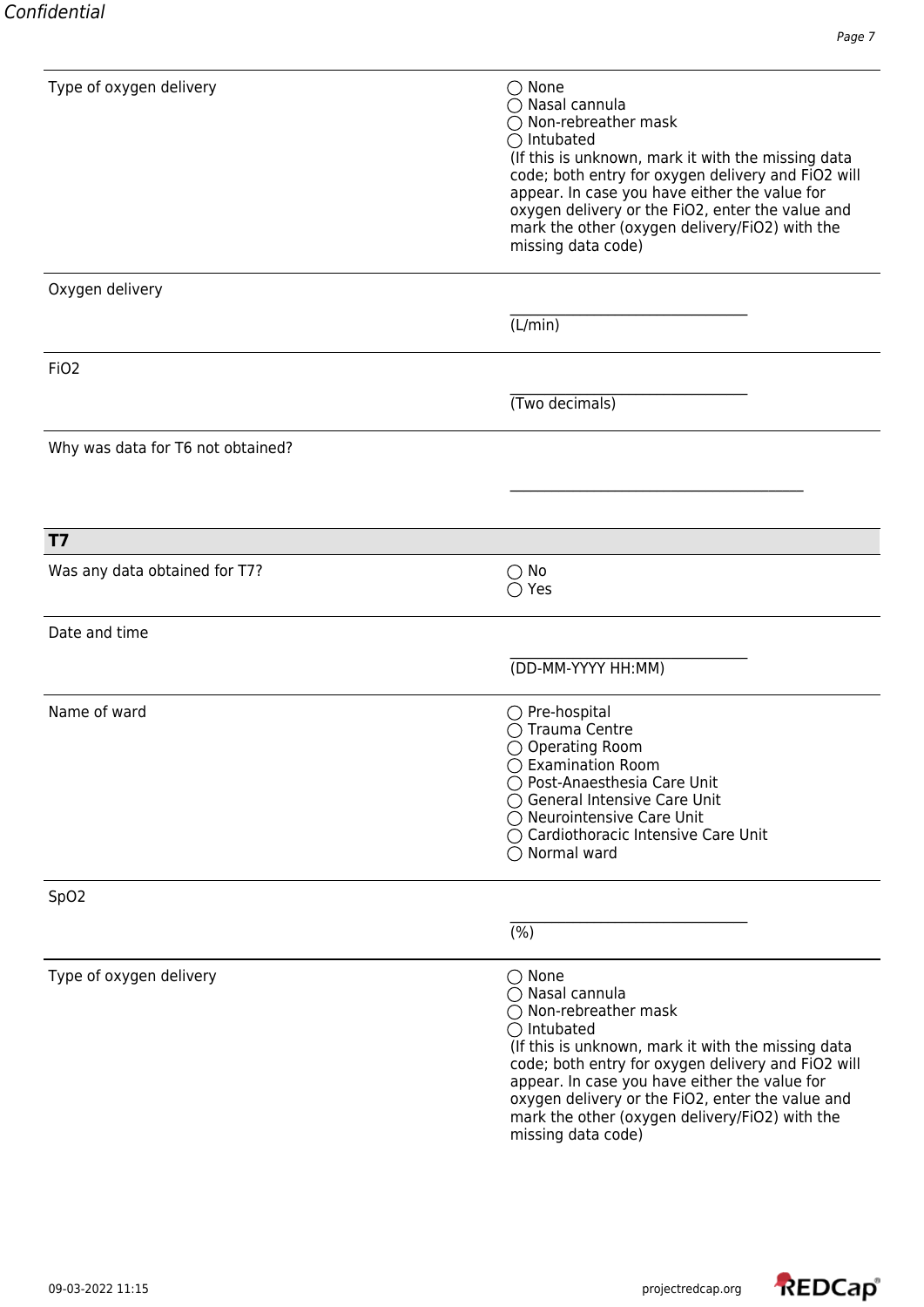| | |
|---|---|
| Type of oxygen delivery | ◯ None<br>◯ Nasal cannula<br>◯ Non-rebreather mask<br>◯ Intubated<br>(If this is unknown, mark it with the missing data code; both entry for oxygen delivery and FiO2 will appear. In case you have either the value for oxygen delivery or the FiO2, enter the value and mark the other (oxygen delivery/FiO2) with the missing data code) |
| Oxygen delivery | \_\_\_\_\_\_\_\_\_\_\_\_\_\_\_\_\_\_\_\_\_\_\_\_\_\_\_\_\_\_\_\_<br>(L/min) |
| FiO2 | \_\_\_\_\_\_\_\_\_\_\_\_\_\_\_\_\_\_\_\_\_\_\_\_\_\_\_\_\_\_\_\_<br>(Two decimals) |
| Why was data for T6 not obtained? | \_\_\_\_\_\_\_\_\_\_\_\_\_\_\_\_\_\_\_\_\_\_\_\_\_\_\_\_\_\_\_\_\_\_\_\_\_\_\_\_ |

**T7**

| | |
|---|---|
| Was any data obtained for T7? | ◯ No<br>◯ Yes |
| Date and time | \_\_\_\_\_\_\_\_\_\_\_\_\_\_\_\_\_\_\_\_\_\_\_\_\_\_\_\_\_\_\_\_<br>(DD-MM-YYYY HH:MM) |
| Name of ward | ◯ Pre-hospital<br>◯ Trauma Centre<br>◯ Operating Room<br>◯ Examination Room<br>◯ Post-Anaesthesia Care Unit<br>◯ General Intensive Care Unit<br>◯ Neurointensive Care Unit<br>◯ Cardiothoracic Intensive Care Unit<br>◯ Normal ward |
| SpO2 | \_\_\_\_\_\_\_\_\_\_\_\_\_\_\_\_\_\_\_\_\_\_\_\_\_\_\_\_\_\_\_\_<br>(%) |
| Type of oxygen delivery | ◯ None<br>◯ Nasal cannula<br>◯ Non-rebreather mask<br>◯ Intubated<br>(If this is unknown, mark it with the missing data code; both entry for oxygen delivery and FiO2 will appear. In case you have either the value for oxygen delivery or the FiO2, enter the value and mark the other (oxygen delivery/FiO2) with the missing data code) |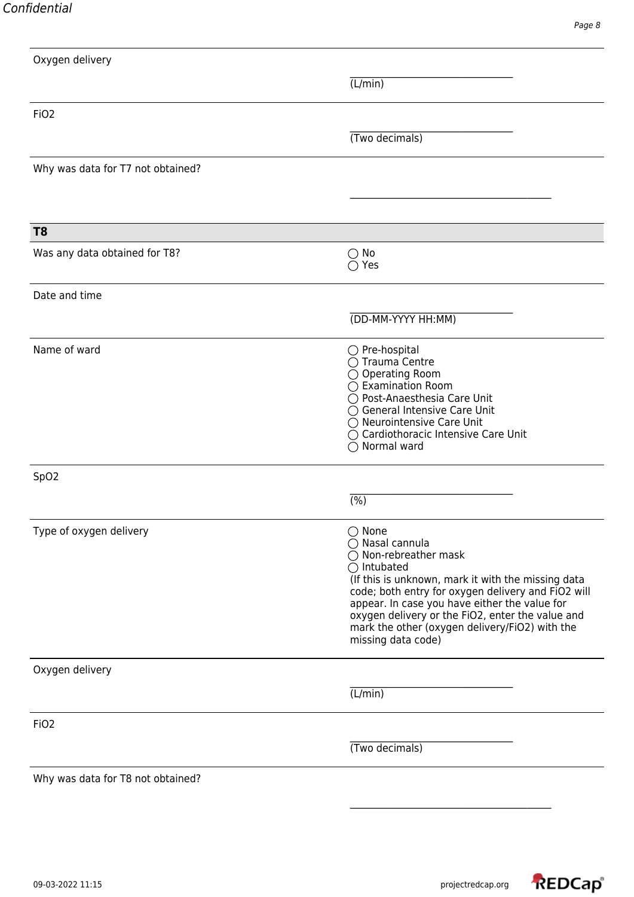Oxygen delivery

\_\_\_\_\_\_\_\_\_\_\_\_\_\_\_\_\_\_\_\_\_\_\_\_\_\_\_\_\_\_\_\_
(L/min)

FiO2

\_\_\_\_\_\_\_\_\_\_\_\_\_\_\_\_\_\_\_\_\_\_\_\_\_\_\_\_\_\_\_\_
(Two decimals)

Why was data for T7 not obtained?

\_\_\_\_\_\_\_\_\_\_\_\_\_\_\_\_\_\_\_\_\_\_\_\_\_\_\_\_\_\_\_\_\_\_\_\_\_\_\_\_

## T8

Was any data obtained for T8?

- ◯ No
- ◯ Yes

Date and time

\_\_\_\_\_\_\_\_\_\_\_\_\_\_\_\_\_\_\_\_\_\_\_\_\_\_\_\_\_\_\_\_
(DD-MM-YYYY HH:MM)

Name of ward

- ◯ Pre-hospital
- ◯ Trauma Centre
- ◯ Operating Room
- ◯ Examination Room
- ◯ Post-Anaesthesia Care Unit
- ◯ General Intensive Care Unit
- ◯ Neurointensive Care Unit
- ◯ Cardiothoracic Intensive Care Unit
- ◯ Normal ward

SpO2

\_\_\_\_\_\_\_\_\_\_\_\_\_\_\_\_\_\_\_\_\_\_\_\_\_\_\_\_\_\_\_\_
(%)

Type of oxygen delivery

- ◯ None
- ◯ Nasal cannula
- ◯ Non-rebreather mask
- ◯ Intubated

(If this is unknown, mark it with the missing data code; both entry for oxygen delivery and FiO2 will appear. In case you have either the value for oxygen delivery or the FiO2, enter the value and mark the other (oxygen delivery/FiO2) with the missing data code)

Oxygen delivery

\_\_\_\_\_\_\_\_\_\_\_\_\_\_\_\_\_\_\_\_\_\_\_\_\_\_\_\_\_\_\_\_
(L/min)

FiO2

\_\_\_\_\_\_\_\_\_\_\_\_\_\_\_\_\_\_\_\_\_\_\_\_\_\_\_\_\_\_\_\_
(Two decimals)

Why was data for T8 not obtained?

\_\_\_\_\_\_\_\_\_\_\_\_\_\_\_\_\_\_\_\_\_\_\_\_\_\_\_\_\_\_\_\_\_\_\_\_\_\_\_\_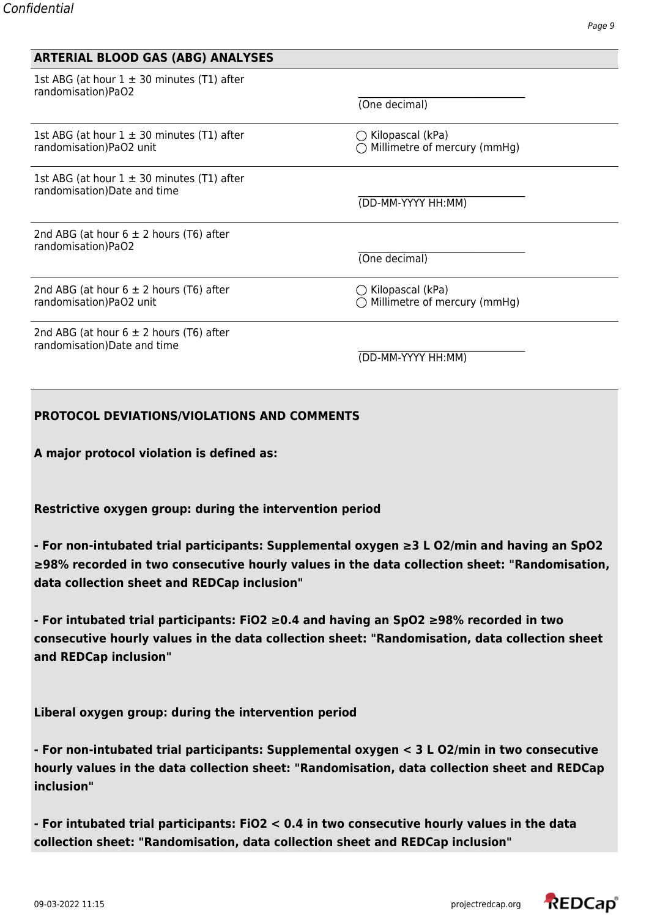## ARTERIAL BLOOD GAS (ABG) ANALYSES

| | |
|---|---|
| 1st ABG (at hour 1 ± 30 minutes (T1) after randomisation)$PaO_2$ | ______________ (One decimal) |
| 1st ABG (at hour 1 ± 30 minutes (T1) after randomisation)$PaO_2$ unit | ◯ Kilopascal (kPa)<br>◯ Millimetre of mercury (mmHg) |
| 1st ABG (at hour 1 ± 30 minutes (T1) after randomisation)Date and time | ______________ (DD-MM-YYYY HH:MM) |
| 2nd ABG (at hour 6 ± 2 hours (T6) after randomisation)$PaO_2$ | ______________ (One decimal) |
| 2nd ABG (at hour 6 ± 2 hours (T6) after randomisation)$PaO_2$ unit | ◯ Kilopascal (kPa)<br>◯ Millimetre of mercury (mmHg) |
| 2nd ABG (at hour 6 ± 2 hours (T6) after randomisation)Date and time | ______________ (DD-MM-YYYY HH:MM) |

**PROTOCOL DEVIATIONS/VIOLATIONS AND COMMENTS**

**A major protocol violation is defined as:**

**Restrictive oxygen group: during the intervention period**

**- For non-intubated trial participants: Supplemental oxygen ≥3 L $O_2$/min and having an $SpO_2$ ≥98% recorded in two consecutive hourly values in the data collection sheet: "Randomisation, data collection sheet and REDCap inclusion"**

**- For intubated trial participants: $FiO_2$ ≥0.4 and having an $SpO_2$ ≥98% recorded in two consecutive hourly values in the data collection sheet: "Randomisation, data collection sheet and REDCap inclusion"**

**Liberal oxygen group: during the intervention period**

**- For non-intubated trial participants: Supplemental oxygen < 3 L $O_2$/min in two consecutive hourly values in the data collection sheet: "Randomisation, data collection sheet and REDCap inclusion"**

**- For intubated trial participants: $FiO_2$ < 0.4 in two consecutive hourly values in the data collection sheet: "Randomisation, data collection sheet and REDCap inclusion"**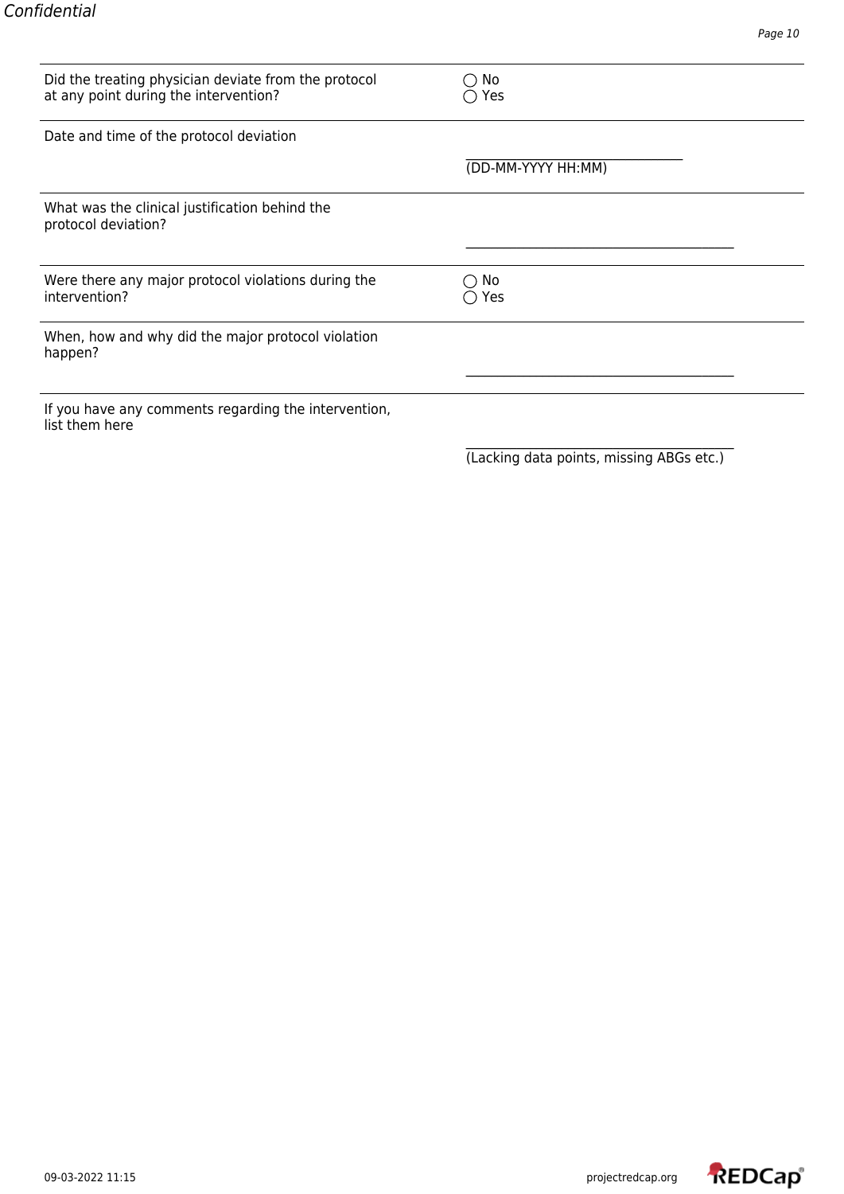| | |
|---|---|
| Did the treating physician deviate from the protocol at any point during the intervention? | ◯ No<br>◯ Yes |
| Date and time of the protocol deviation | ________________________<br>(DD-MM-YYYY HH:MM) |
| What was the clinical justification behind the protocol deviation? | ________________________ |
| Were there any major protocol violations during the intervention? | ◯ No<br>◯ Yes |
| When, how and why did the major protocol violation happen? | ________________________ |
| If you have any comments regarding the intervention, list them here | ________________________<br>(Lacking data points, missing ABGs etc.) |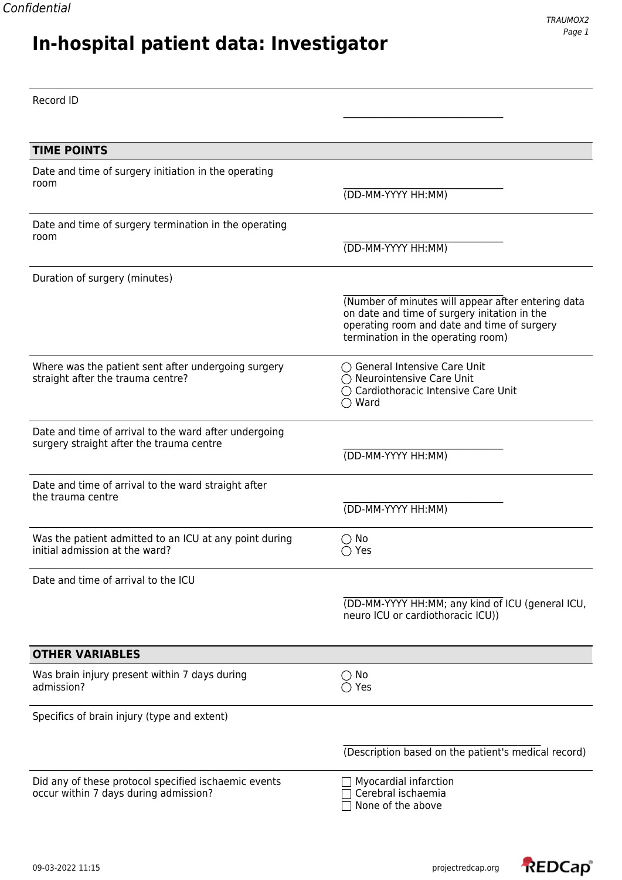# In-hospital patient data: Investigator

| | |
|---|---|
| Record ID | ______________________ |

**TIME POINTS**

| | |
|---|---|
| Date and time of surgery initiation in the operating room | ______________________ (DD-MM-YYYY HH:MM) |
| Date and time of surgery termination in the operating room | ______________________ (DD-MM-YYYY HH:MM) |
| Duration of surgery (minutes) | ______________________ (Number of minutes will appear after entering data on date and time of surgery initation in the operating room and date and time of surgery termination in the operating room) |
| Where was the patient sent after undergoing surgery straight after the trauma centre? | ◯ General Intensive Care Unit<br>◯ Neurointensive Care Unit<br>◯ Cardiothoracic Intensive Care Unit<br>◯ Ward |
| Date and time of arrival to the ward after undergoing surgery straight after the trauma centre | ______________________ (DD-MM-YYYY HH:MM) |
| Date and time of arrival to the ward straight after the trauma centre | ______________________ (DD-MM-YYYY HH:MM) |
| Was the patient admitted to an ICU at any point during initial admission at the ward? | ◯ No<br>◯ Yes |
| Date and time of arrival to the ICU | ______________________ (DD-MM-YYYY HH:MM; any kind of ICU (general ICU, neuro ICU or cardiothoracic ICU)) |

**OTHER VARIABLES**

| | |
|---|---|
| Was brain injury present within 7 days during admission? | ◯ No<br>◯ Yes |
| Specifics of brain injury (type and extent) | ______________________ (Description based on the patient's medical record) |
| Did any of these protocol specified ischaemic events occur within 7 days during admission? | ☐ Myocardial infarction<br>☐ Cerebral ischaemia<br>☐ None of the above |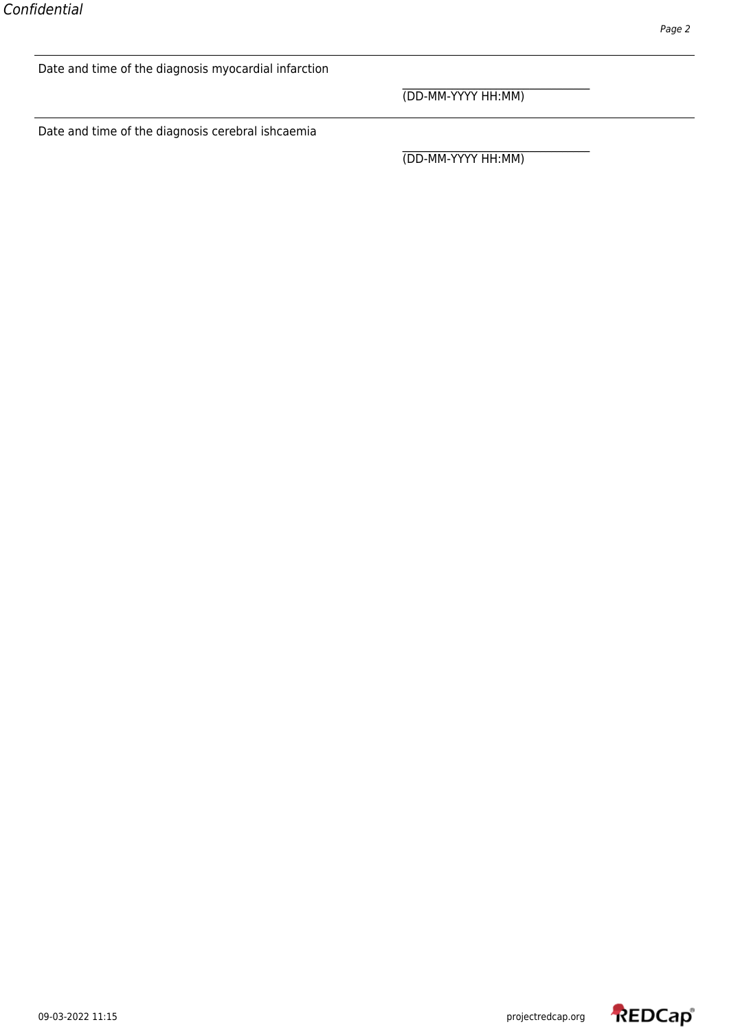Date and time of the diagnosis myocardial infarction

_______________________________
(DD-MM-YYYY HH:MM)

---

Date and time of the diagnosis cerebral ishcaemia

_______________________________
(DD-MM-YYYY HH:MM)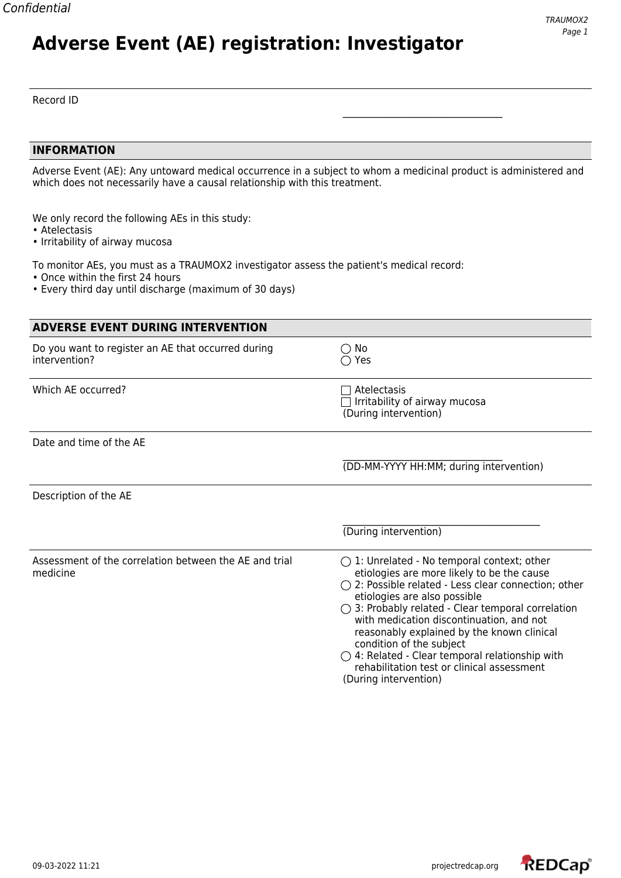# Adverse Event (AE) registration: Investigator

Record ID ______________________

## INFORMATION

Adverse Event (AE): Any untoward medical occurrence in a subject to whom a medicinal product is administered and which does not necessarily have a causal relationship with this treatment.

We only record the following AEs in this study:
- Atelectasis
- Irritability of airway mucosa

To monitor AEs, you must as a TRAUMOX2 investigator assess the patient's medical record:
- Once within the first 24 hours
- Every third day until discharge (maximum of 30 days)

## ADVERSE EVENT DURING INTERVENTION

| Question | Response |
|---|---|
| Do you want to register an AE that occurred during intervention? | ◯ No<br>◯ Yes |
| Which AE occurred? | ☐ Atelectasis<br>☐ Irritability of airway mucosa<br>(During intervention) |
| Date and time of the AE | ______________________<br>(DD-MM-YYYY HH:MM; during intervention) |
| Description of the AE | ______________________<br>(During intervention) |
| Assessment of the correlation between the AE and trial medicine | ◯ 1: Unrelated - No temporal context; other etiologies are more likely to be the cause<br>◯ 2: Possible related - Less clear connection; other etiologies are also possible<br>◯ 3: Probably related - Clear temporal correlation with medication discontinuation, and not reasonably explained by the known clinical condition of the subject<br>◯ 4: Related - Clear temporal relationship with rehabilitation test or clinical assessment<br>(During intervention) |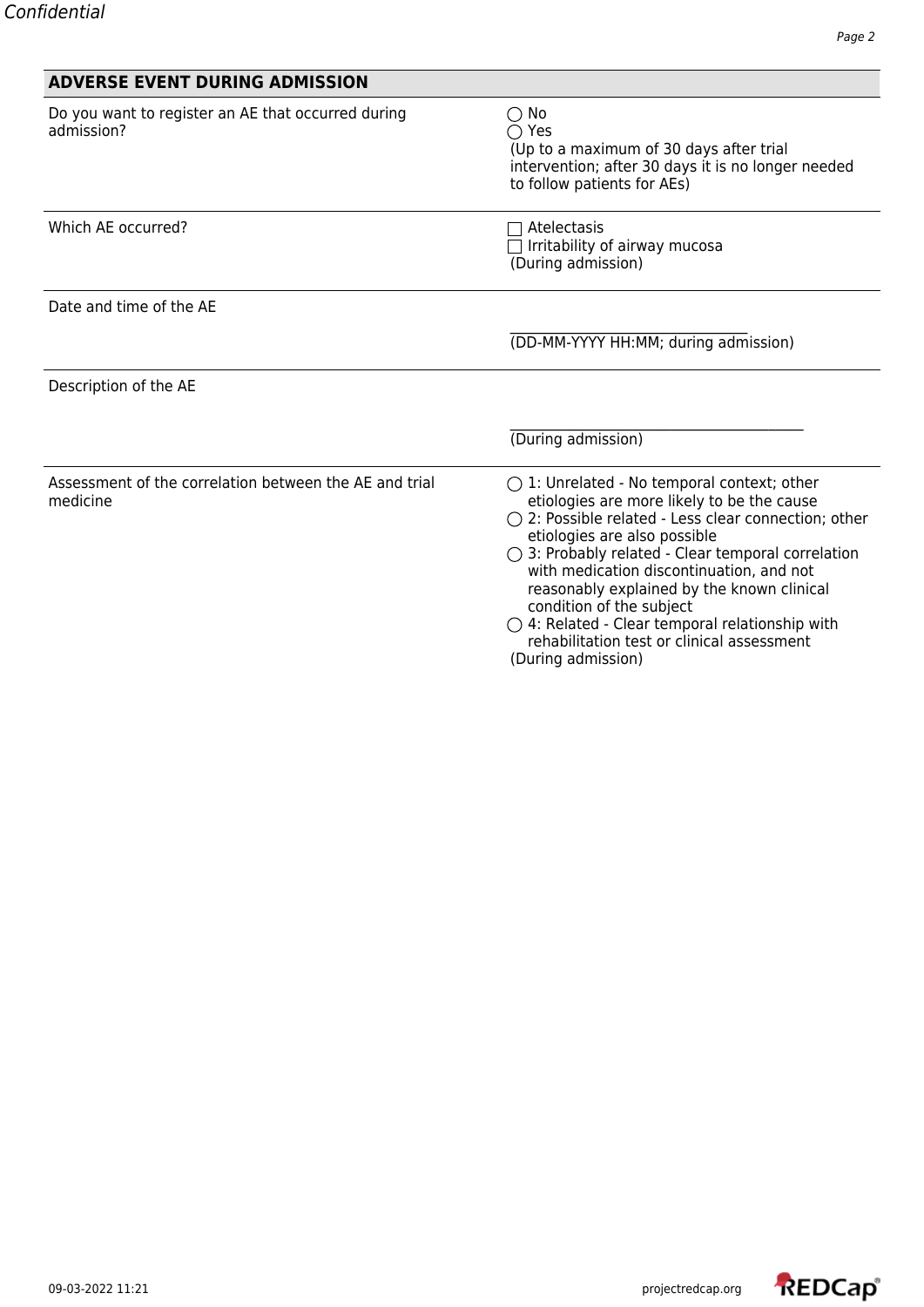## ADVERSE EVENT DURING ADMISSION

| | |
|---|---|
| Do you want to register an AE that occurred during admission? | ◯ No<br>◯ Yes<br>(Up to a maximum of 30 days after trial intervention; after 30 days it is no longer needed to follow patients for AEs) |
| Which AE occurred? | ☐ Atelectasis<br>☐ Irritability of airway mucosa<br>(During admission) |
| Date and time of the AE | ______________________________<br>(DD-MM-YYYY HH:MM; during admission) |
| Description of the AE | ______________________________<br>(During admission) |
| Assessment of the correlation between the AE and trial medicine | ◯ 1: Unrelated - No temporal context; other etiologies are more likely to be the cause<br>◯ 2: Possible related - Less clear connection; other etiologies are also possible<br>◯ 3: Probably related - Clear temporal correlation with medication discontinuation, and not reasonably explained by the known clinical condition of the subject<br>◯ 4: Related - Clear temporal relationship with rehabilitation test or clinical assessment<br>(During admission) |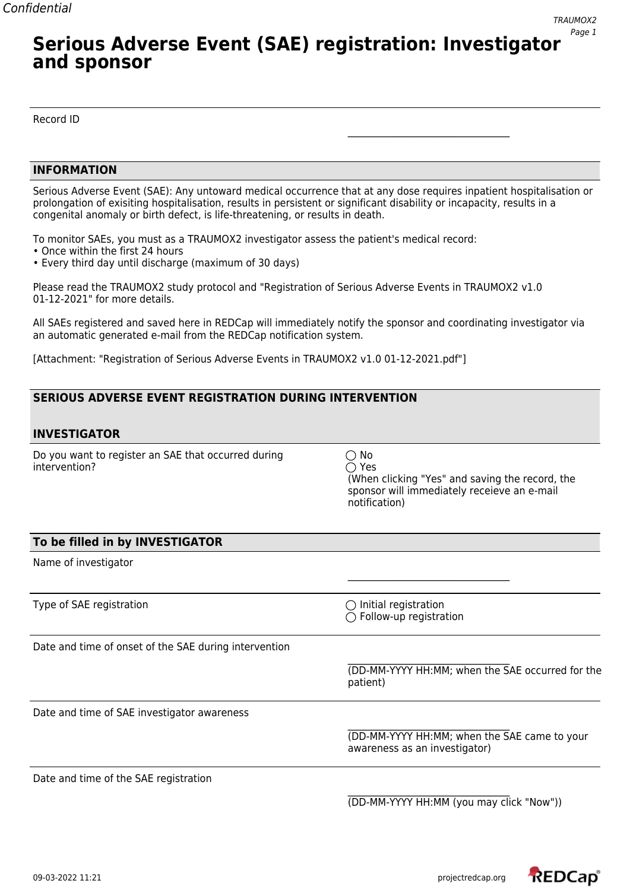# Serious Adverse Event (SAE) registration: Investigator and sponsor

Record ID

\_\_\_\_\_\_\_\_\_\_\_\_\_\_\_\_\_\_\_\_\_\_\_\_\_\_\_\_\_\_\_\_\_\_

## INFORMATION

Serious Adverse Event (SAE): Any untoward medical occurrence that at any dose requires inpatient hospitalisation or prolongation of exisiting hospitalisation, results in persistent or significant disability or incapacity, results in a congenital anomaly or birth defect, is life-threatening, or results in death.

To monitor SAEs, you must as a TRAUMOX2 investigator assess the patient's medical record:

- Once within the first 24 hours
- Every third day until discharge (maximum of 30 days)

Please read the TRAUMOX2 study protocol and "Registration of Serious Adverse Events in TRAUMOX2 v1.0 01-12-2021" for more details.

All SAEs registered and saved here in REDCap will immediately notify the sponsor and coordinating investigator via an automatic generated e-mail from the REDCap notification system.

[Attachment: "Registration of Serious Adverse Events in TRAUMOX2 v1.0 01-12-2021.pdf"]

## SERIOUS ADVERSE EVENT REGISTRATION DURING INTERVENTION

## INVESTIGATOR

Do you want to register an SAE that occurred during intervention?

- ◯ No
- ◯ Yes

(When clicking "Yes" and saving the record, the sponsor will immediately receieve an e-mail notification)

## To be filled in by INVESTIGATOR

Name of investigator

\_\_\_\_\_\_\_\_\_\_\_\_\_\_\_\_\_\_\_\_\_\_\_\_\_\_\_\_\_\_\_\_\_\_

Type of SAE registration

- ◯ Initial registration
- ◯ Follow-up registration

Date and time of onset of the SAE during intervention

\_\_\_\_\_\_\_\_\_\_\_\_\_\_\_\_\_\_\_\_\_\_\_\_\_\_\_\_\_\_\_\_\_\_
(DD-MM-YYYY HH:MM; when the SAE occurred for the patient)

Date and time of SAE investigator awareness

\_\_\_\_\_\_\_\_\_\_\_\_\_\_\_\_\_\_\_\_\_\_\_\_\_\_\_\_\_\_\_\_\_\_
(DD-MM-YYYY HH:MM; when the SAE came to your awareness as an investigator)

Date and time of the SAE registration

\_\_\_\_\_\_\_\_\_\_\_\_\_\_\_\_\_\_\_\_\_\_\_\_\_\_\_\_\_\_\_\_\_\_
(DD-MM-YYYY HH:MM (you may click "Now"))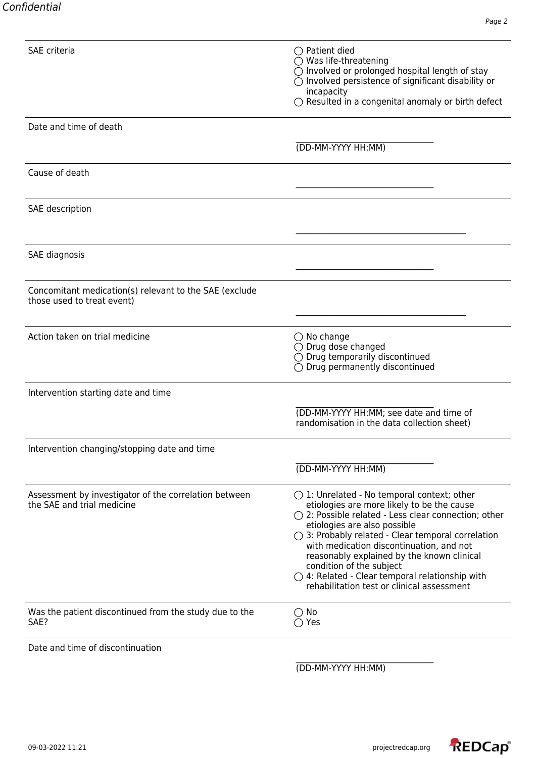| | |
|---|---|
| SAE criteria | ◯ Patient died<br>◯ Was life-threatening<br>◯ Involved or prolonged hospital length of stay<br>◯ Involved persistence of significant disability or incapacity<br>◯ Resulted in a congenital anomaly or birth defect |
| Date and time of death | __________________________<br>(DD-MM-YYYY HH:MM) |
| Cause of death | __________________________ |
| SAE description | __________________________________ |
| SAE diagnosis | __________________________ |
| Concomitant medication(s) relevant to the SAE (exclude those used to treat event) | __________________________________ |
| Action taken on trial medicine | ◯ No change<br>◯ Drug dose changed<br>◯ Drug temporarily discontinued<br>◯ Drug permanently discontinued |
| Intervention starting date and time | __________________________<br>(DD-MM-YYYY HH:MM; see date and time of randomisation in the data collection sheet) |
| Intervention changing/stopping date and time | __________________________<br>(DD-MM-YYYY HH:MM) |
| Assessment by investigator of the correlation between the SAE and trial medicine | ◯ 1: Unrelated - No temporal context; other etiologies are more likely to be the cause<br>◯ 2: Possible related - Less clear connection; other etiologies are also possible<br>◯ 3: Probably related - Clear temporal correlation with medication discontinuation, and not reasonably explained by the known clinical condition of the subject<br>◯ 4: Related - Clear temporal relationship with rehabilitation test or clinical assessment |
| Was the patient discontinued from the study due to the SAE? | ◯ No<br>◯ Yes |
| Date and time of discontinuation | __________________________<br>(DD-MM-YYYY HH:MM) |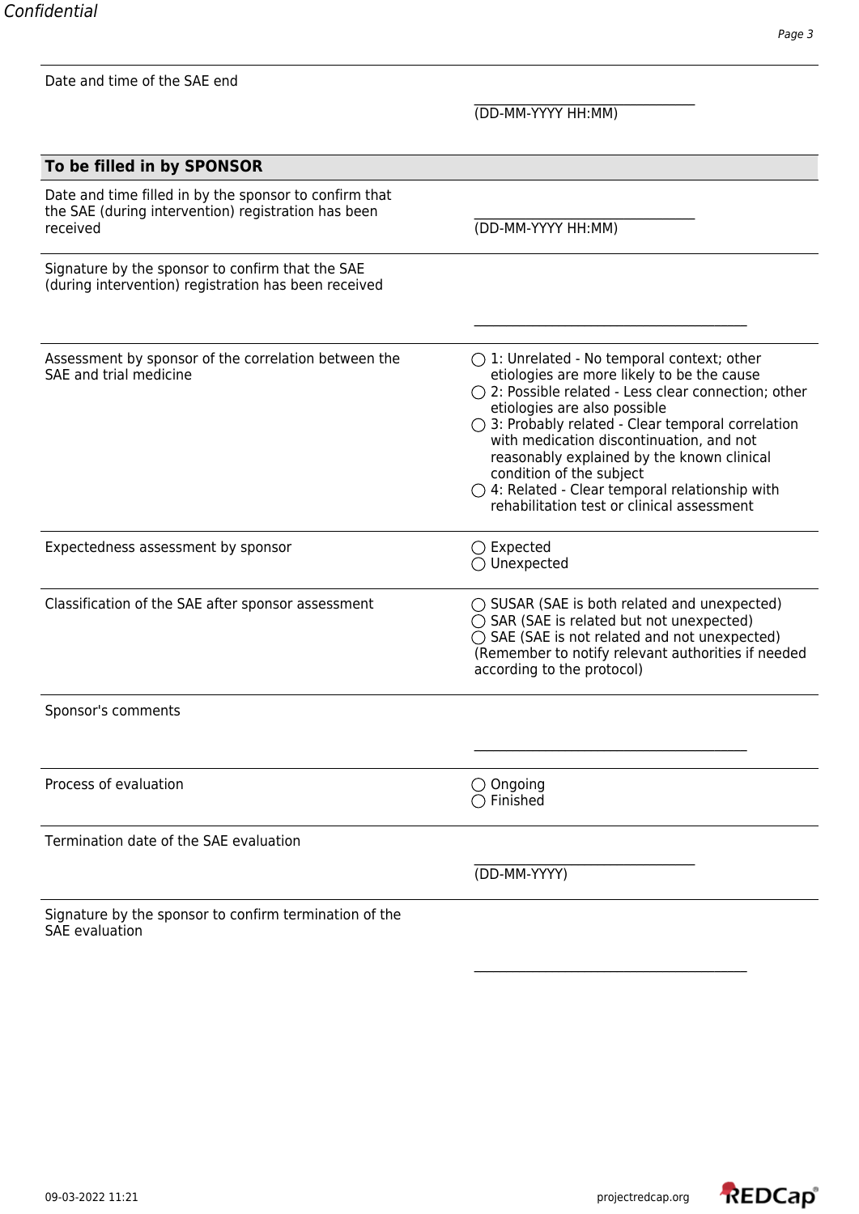Date and time of the SAE end

\_\_\_\_\_\_\_\_\_\_\_\_\_\_\_\_\_\_\_\_\_\_\_\_\_\_\_\_\_\_
(DD-MM-YYYY HH:MM)

**To be filled in by SPONSOR**

Date and time filled in by the sponsor to confirm that the SAE (during intervention) registration has been received

\_\_\_\_\_\_\_\_\_\_\_\_\_\_\_\_\_\_\_\_\_\_\_\_\_\_\_\_\_\_
(DD-MM-YYYY HH:MM)

Signature by the sponsor to confirm that the SAE (during intervention) registration has been received

\_\_\_\_\_\_\_\_\_\_\_\_\_\_\_\_\_\_\_\_\_\_\_\_\_\_\_\_\_\_\_\_\_\_\_\_\_\_

Assessment by sponsor of the correlation between the SAE and trial medicine

- ◯ 1: Unrelated - No temporal context; other etiologies are more likely to be the cause
- ◯ 2: Possible related - Less clear connection; other etiologies are also possible
- ◯ 3: Probably related - Clear temporal correlation with medication discontinuation, and not reasonably explained by the known clinical condition of the subject
- ◯ 4: Related - Clear temporal relationship with rehabilitation test or clinical assessment

Expectedness assessment by sponsor

- ◯ Expected
- ◯ Unexpected

Classification of the SAE after sponsor assessment

- ◯ SUSAR (SAE is both related and unexpected)
- ◯ SAR (SAE is related but not unexpected)
- ◯ SAE (SAE is not related and not unexpected)

(Remember to notify relevant authorities if needed according to the protocol)

Sponsor's comments

\_\_\_\_\_\_\_\_\_\_\_\_\_\_\_\_\_\_\_\_\_\_\_\_\_\_\_\_\_\_\_\_\_\_\_\_\_\_

Process of evaluation

- ◯ Ongoing
- ◯ Finished

Termination date of the SAE evaluation

\_\_\_\_\_\_\_\_\_\_\_\_\_\_\_\_\_\_\_\_\_\_\_\_\_\_\_\_\_\_
(DD-MM-YYYY)

Signature by the sponsor to confirm termination of the SAE evaluation

\_\_\_\_\_\_\_\_\_\_\_\_\_\_\_\_\_\_\_\_\_\_\_\_\_\_\_\_\_\_\_\_\_\_\_\_\_\_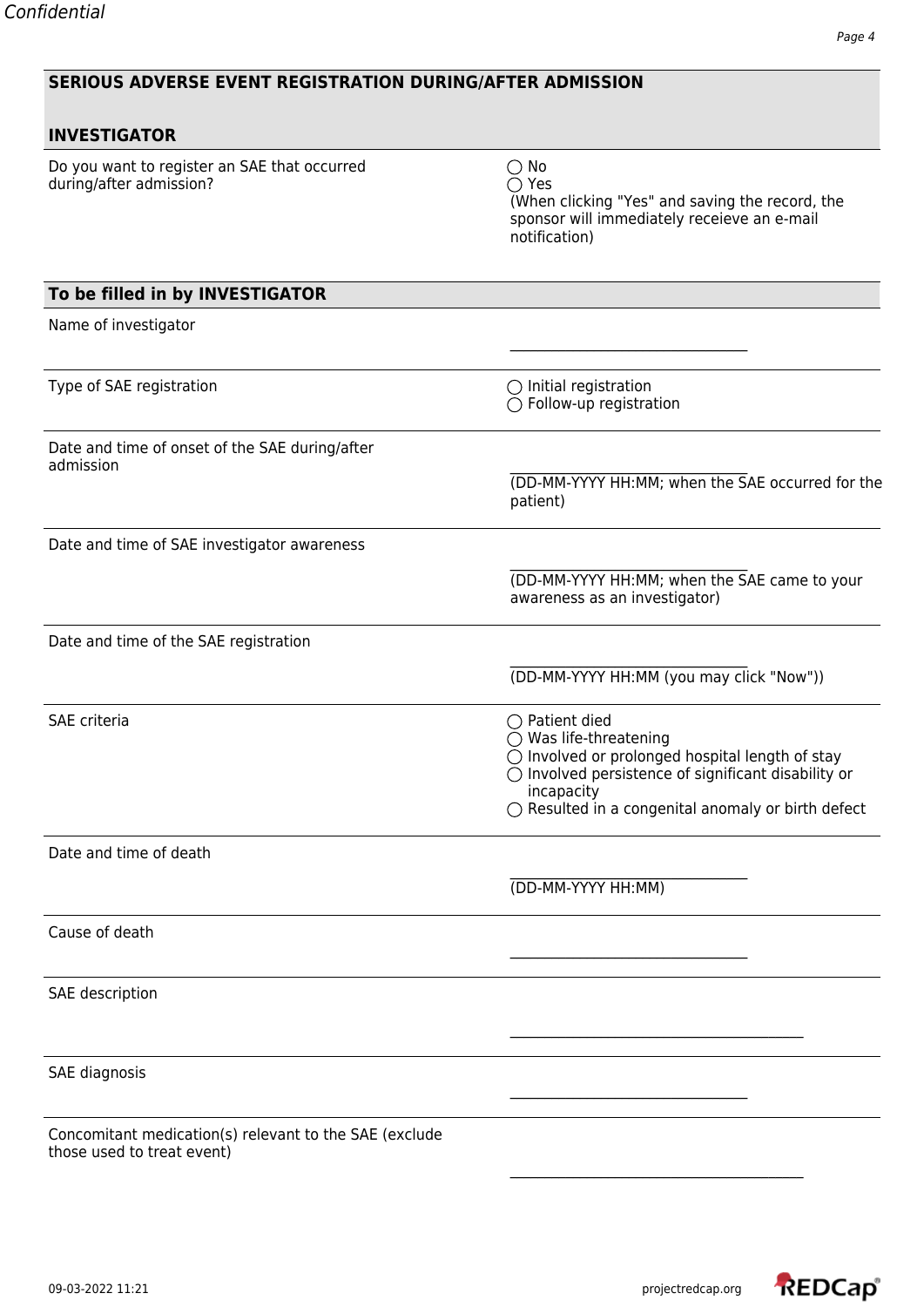## SERIOUS ADVERSE EVENT REGISTRATION DURING/AFTER ADMISSION

### INVESTIGATOR

| | |
|---|---|
| Do you want to register an SAE that occurred during/after admission? | ◯ No<br>◯ Yes<br>(When clicking "Yes" and saving the record, the sponsor will immediately receieve an e-mail notification) |

### To be filled in by INVESTIGATOR

| | |
|---|---|
| Name of investigator | ________________________________ |
| Type of SAE registration | ◯ Initial registration<br>◯ Follow-up registration |
| Date and time of onset of the SAE during/after admission | ________________________________<br>(DD-MM-YYYY HH:MM; when the SAE occurred for the patient) |
| Date and time of SAE investigator awareness | ________________________________<br>(DD-MM-YYYY HH:MM; when the SAE came to your awareness as an investigator) |
| Date and time of the SAE registration | ________________________________<br>(DD-MM-YYYY HH:MM (you may click "Now")) |
| SAE criteria | ◯ Patient died<br>◯ Was life-threatening<br>◯ Involved or prolonged hospital length of stay<br>◯ Involved persistence of significant disability or incapacity<br>◯ Resulted in a congenital anomaly or birth defect |
| Date and time of death | ________________________________<br>(DD-MM-YYYY HH:MM) |
| Cause of death | ________________________________ |
| SAE description | ________________________________________ |
| SAE diagnosis | ________________________________ |
| Concomitant medication(s) relevant to the SAE (exclude those used to treat event) | ________________________________________ |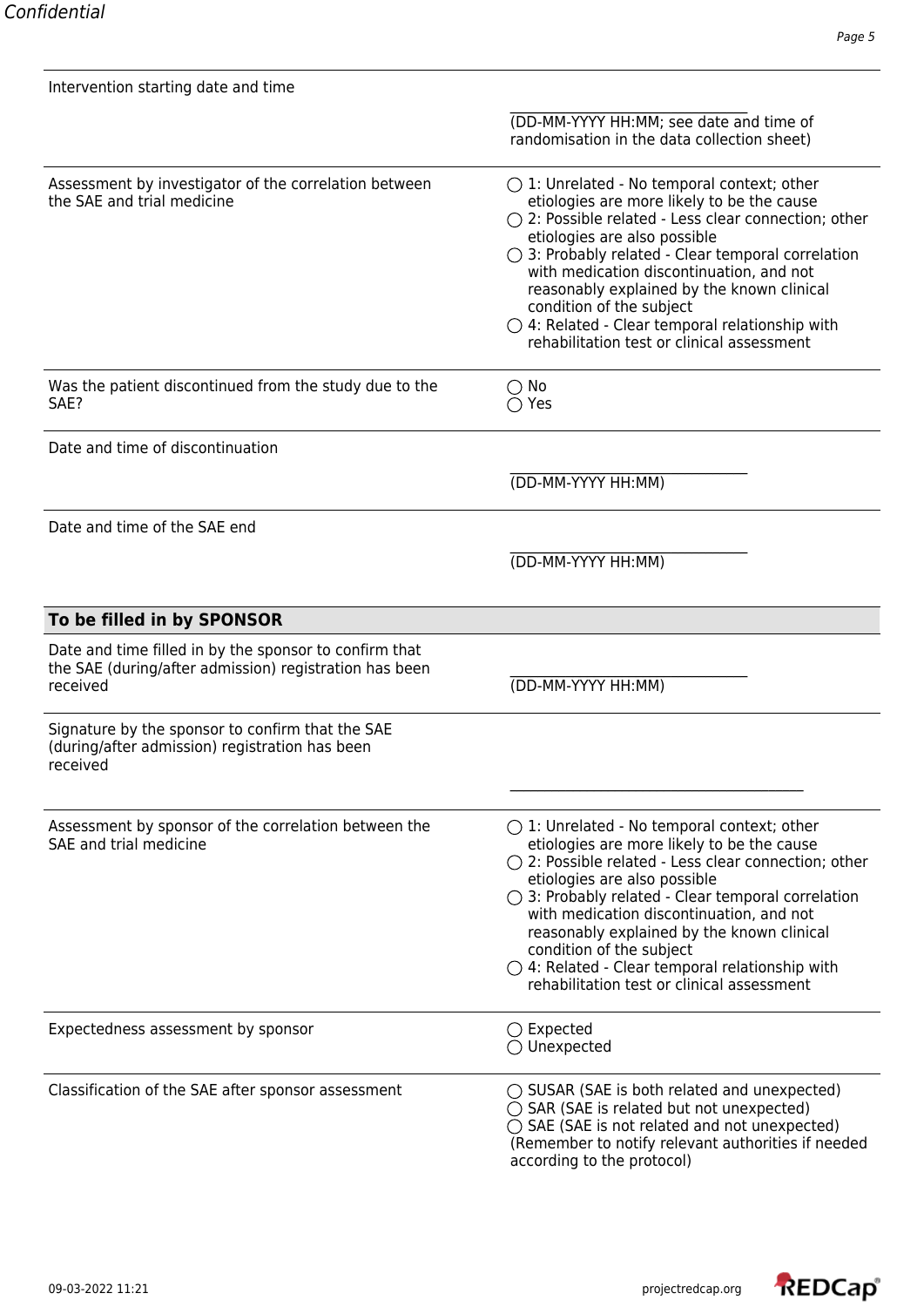| | |
|---|---|
| Intervention starting date and time | \_\_\_\_\_\_\_\_\_\_\_\_\_\_\_\_\_\_\_\_\_\_\_\_\_\_\_\_\_\_ (DD-MM-YYYY HH:MM; see date and time of randomisation in the data collection sheet) |
| Assessment by investigator of the correlation between the SAE and trial medicine | ◯ 1: Unrelated - No temporal context; other etiologies are more likely to be the cause<br>◯ 2: Possible related - Less clear connection; other etiologies are also possible<br>◯ 3: Probably related - Clear temporal correlation with medication discontinuation, and not reasonably explained by the known clinical condition of the subject<br>◯ 4: Related - Clear temporal relationship with rehabilitation test or clinical assessment |
| Was the patient discontinued from the study due to the SAE? | ◯ No<br>◯ Yes |
| Date and time of discontinuation | \_\_\_\_\_\_\_\_\_\_\_\_\_\_\_\_\_\_\_\_\_\_\_\_\_\_\_\_\_\_ (DD-MM-YYYY HH:MM) |
| Date and time of the SAE end | \_\_\_\_\_\_\_\_\_\_\_\_\_\_\_\_\_\_\_\_\_\_\_\_\_\_\_\_\_\_ (DD-MM-YYYY HH:MM) |

**To be filled in by SPONSOR**

| | |
|---|---|
| Date and time filled in by the sponsor to confirm that the SAE (during/after admission) registration has been received | \_\_\_\_\_\_\_\_\_\_\_\_\_\_\_\_\_\_\_\_\_\_\_\_\_\_\_\_\_\_ (DD-MM-YYYY HH:MM) |
| Signature by the sponsor to confirm that the SAE (during/after admission) registration has been received | \_\_\_\_\_\_\_\_\_\_\_\_\_\_\_\_\_\_\_\_\_\_\_\_\_\_\_\_\_\_\_\_\_\_\_\_\_\_\_\_ |
| Assessment by sponsor of the correlation between the SAE and trial medicine | ◯ 1: Unrelated - No temporal context; other etiologies are more likely to be the cause<br>◯ 2: Possible related - Less clear connection; other etiologies are also possible<br>◯ 3: Probably related - Clear temporal correlation with medication discontinuation, and not reasonably explained by the known clinical condition of the subject<br>◯ 4: Related - Clear temporal relationship with rehabilitation test or clinical assessment |
| Expectedness assessment by sponsor | ◯ Expected<br>◯ Unexpected |
| Classification of the SAE after sponsor assessment | ◯ SUSAR (SAE is both related and unexpected)<br>◯ SAR (SAE is related but not unexpected)<br>◯ SAE (SAE is not related and not unexpected)<br>(Remember to notify relevant authorities if needed according to the protocol) |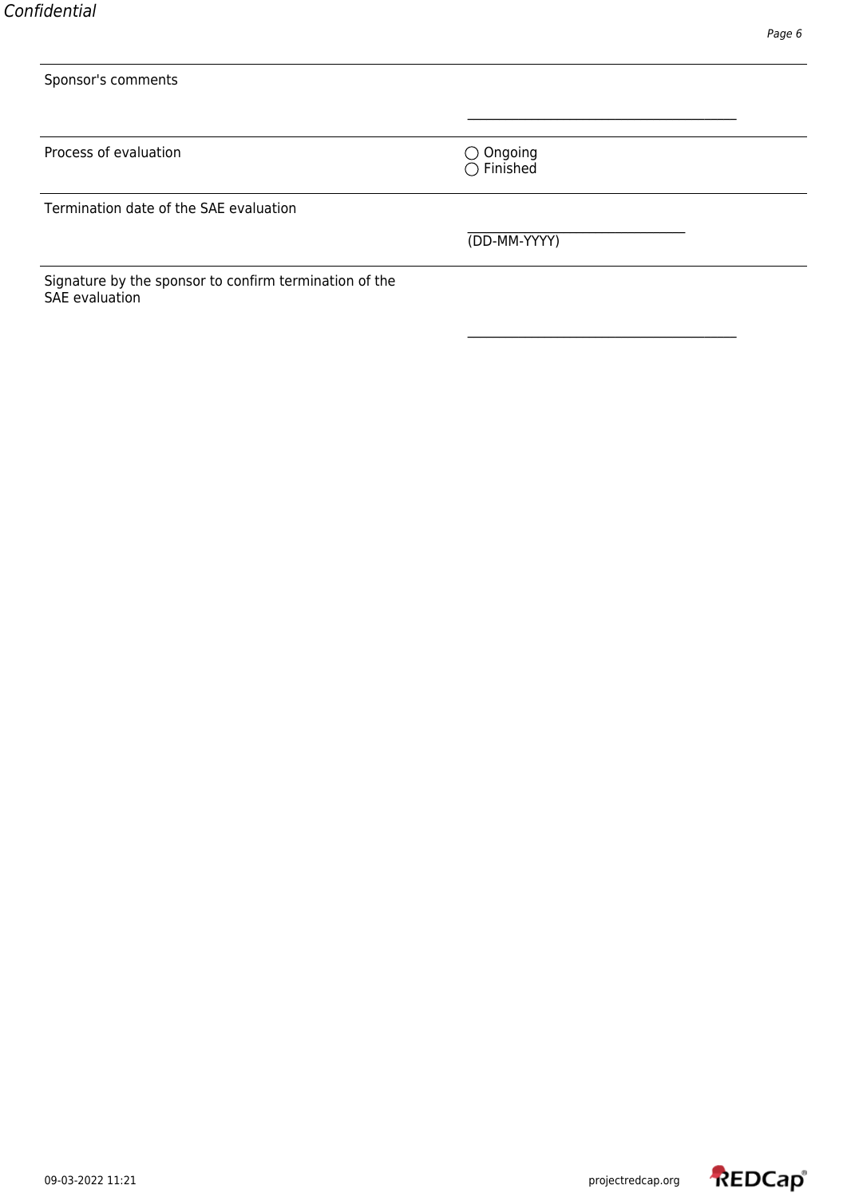| Field | Response |
| --- | --- |
| Sponsor's comments | __________________________________ |
| Process of evaluation | ◯ Ongoing<br>◯ Finished |
| Termination date of the SAE evaluation | ___________________________<br>(DD-MM-YYYY) |
| Signature by the sponsor to confirm termination of the SAE evaluation | __________________________________ |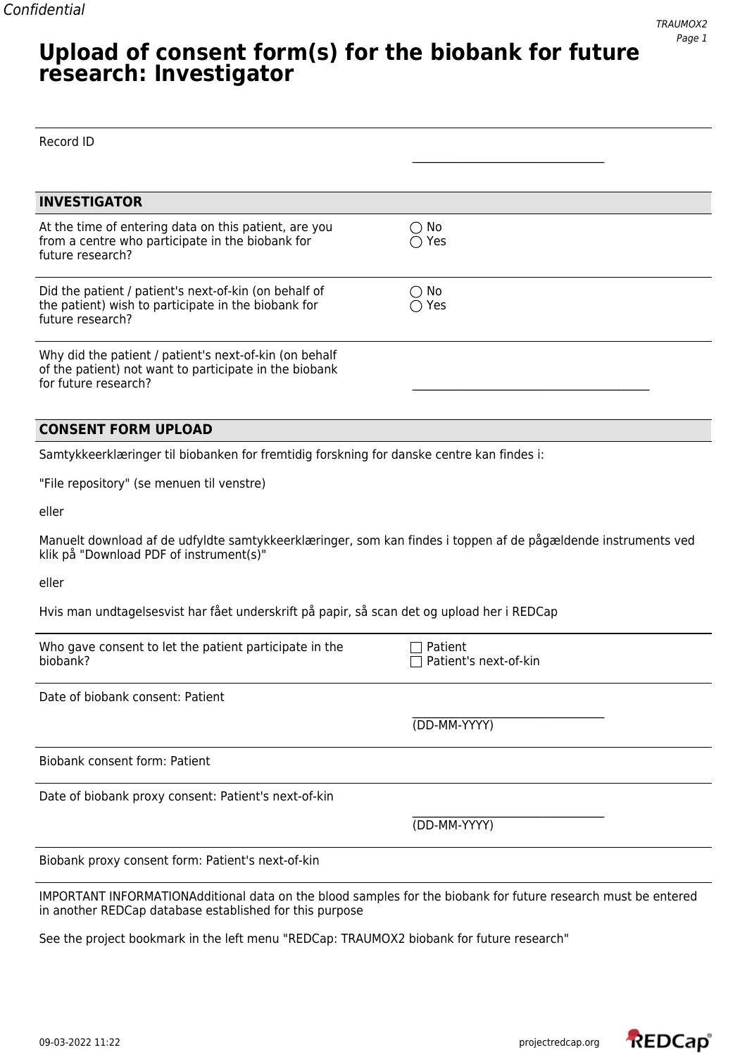# Upload of consent form(s) for the biobank for future research: Investigator

| | |
|---|---|
| Record ID | __________________________ |

## INVESTIGATOR

| | |
|---|---|
| At the time of entering data on this patient, are you from a centre who participate in the biobank for future research? | ◯ No<br>◯ Yes |
| Did the patient / patient's next-of-kin (on behalf of the patient) wish to participate in the biobank for future research? | ◯ No<br>◯ Yes |
| Why did the patient / patient's next-of-kin (on behalf of the patient) not want to participate in the biobank for future research? | __________________________________ |

## CONSENT FORM UPLOAD

Samtykkeerklæringer til biobanken for fremtidig forskning for danske centre kan findes i:

"File repository" (se menuen til venstre)

eller

Manuelt download af de udfyldte samtykkeerklæringer, som kan findes i toppen af de pågældende instruments ved klik på "Download PDF of instrument(s)"

eller

Hvis man undtagelsesvist har fået underskrift på papir, så scan det og upload her i REDCap

| | |
|---|---|
| Who gave consent to let the patient participate in the biobank? | ☐ Patient<br>☐ Patient's next-of-kin |
| Date of biobank consent: Patient | __________________________<br>(DD-MM-YYYY) |
| Biobank consent form: Patient | |
| Date of biobank proxy consent: Patient's next-of-kin | __________________________<br>(DD-MM-YYYY) |
| Biobank proxy consent form: Patient's next-of-kin | |

IMPORTANT INFORMATIONAdditional data on the blood samples for the biobank for future research must be entered in another REDCap database established for this purpose

See the project bookmark in the left menu "REDCap: TRAUMOX2 biobank for future research"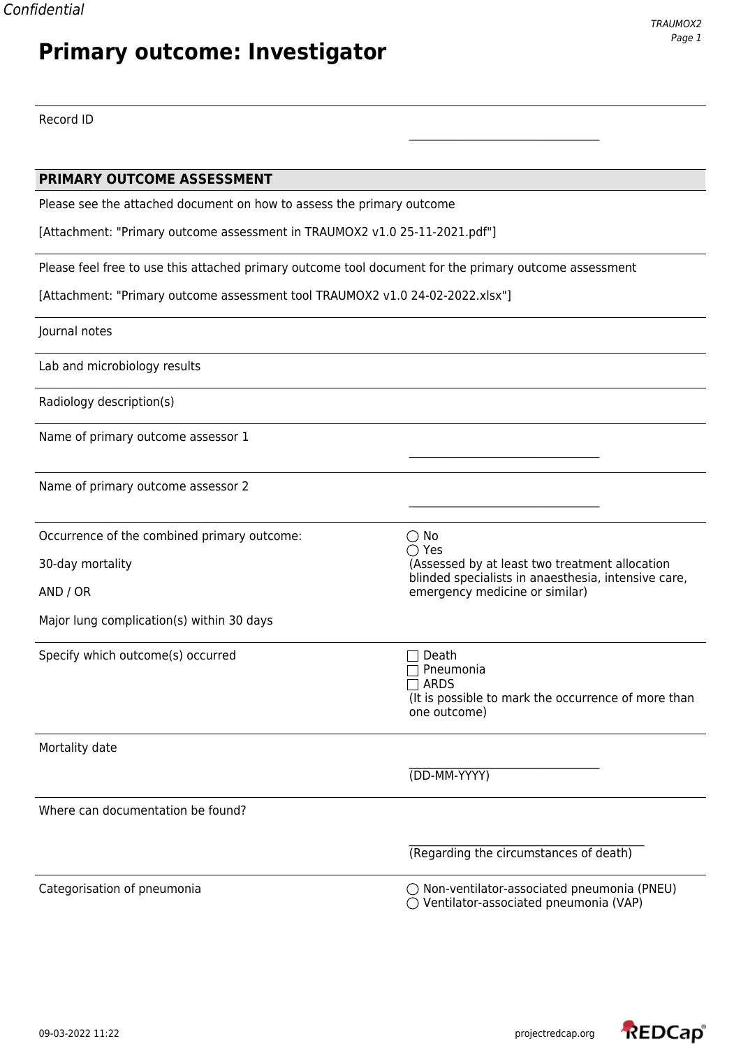# Primary outcome: Investigator

Record ID \_\_\_\_\_\_\_\_\_\_\_\_\_\_\_\_\_\_\_\_\_\_\_\_\_\_\_\_\_\_\_\_

## PRIMARY OUTCOME ASSESSMENT

Please see the attached document on how to assess the primary outcome

[Attachment: "Primary outcome assessment in TRAUMOX2 v1.0 25-11-2021.pdf"]

Please feel free to use this attached primary outcome tool document for the primary outcome assessment

[Attachment: "Primary outcome assessment tool TRAUMOX2 v1.0 24-02-2022.xlsx"]

Journal notes

Lab and microbiology results

Radiology description(s)

Name of primary outcome assessor 1 \_\_\_\_\_\_\_\_\_\_\_\_\_\_\_\_\_\_\_\_\_\_\_\_\_\_\_\_\_\_\_\_

Name of primary outcome assessor 2 \_\_\_\_\_\_\_\_\_\_\_\_\_\_\_\_\_\_\_\_\_\_\_\_\_\_\_\_\_\_\_\_

Occurrence of the combined primary outcome:

30-day mortality

AND / OR

Major lung complication(s) within 30 days

- ◯ No
- ◯ Yes

(Assessed by at least two treatment allocation blinded specialists in anaesthesia, intensive care, emergency medicine or similar)

Specify which outcome(s) occurred

- ☐ Death
- ☐ Pneumonia
- ☐ ARDS

(It is possible to mark the occurrence of more than one outcome)

Mortality date \_\_\_\_\_\_\_\_\_\_\_\_\_\_\_\_\_\_\_\_\_\_\_\_\_\_\_\_\_\_\_\_
(DD-MM-YYYY)

Where can documentation be found? \_\_\_\_\_\_\_\_\_\_\_\_\_\_\_\_\_\_\_\_\_\_\_\_\_\_\_\_\_\_\_\_\_\_\_\_\_\_\_\_
(Regarding the circumstances of death)

Categorisation of pneumonia

- ◯ Non-ventilator-associated pneumonia (PNEU)
- ◯ Ventilator-associated pneumonia (VAP)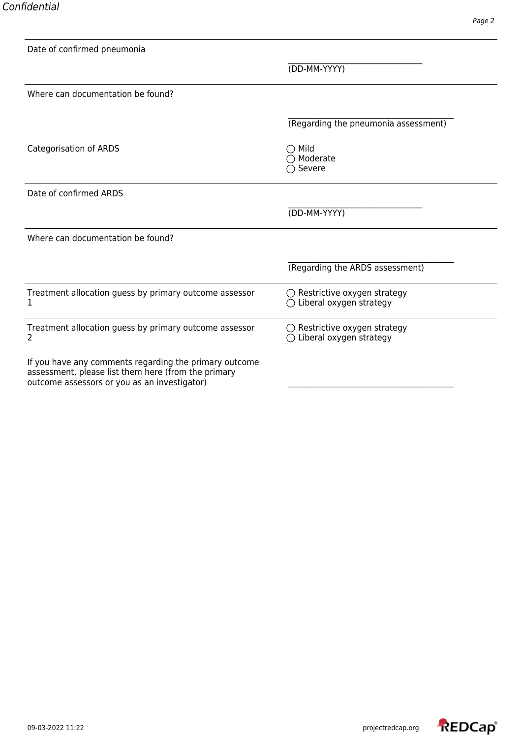| | |
|---|---|
| Date of confirmed pneumonia | \_\_\_\_\_\_\_\_\_\_\_\_\_\_\_\_\_\_\_\_\_\_\_\_\_\_\_\_\_\_ (DD-MM-YYYY) |
| Where can documentation be found? | \_\_\_\_\_\_\_\_\_\_\_\_\_\_\_\_\_\_\_\_\_\_\_\_\_\_\_\_\_\_\_\_\_\_\_\_\_ (Regarding the pneumonia assessment) |
| Categorisation of ARDS | ◯ Mild<br>◯ Moderate<br>◯ Severe |
| Date of confirmed ARDS | \_\_\_\_\_\_\_\_\_\_\_\_\_\_\_\_\_\_\_\_\_\_\_\_\_\_\_\_\_\_ (DD-MM-YYYY) |
| Where can documentation be found? | \_\_\_\_\_\_\_\_\_\_\_\_\_\_\_\_\_\_\_\_\_\_\_\_\_\_\_\_\_\_\_\_\_\_\_\_\_ (Regarding the ARDS assessment) |
| Treatment allocation guess by primary outcome assessor 1 | ◯ Restrictive oxygen strategy<br>◯ Liberal oxygen strategy |
| Treatment allocation guess by primary outcome assessor 2 | ◯ Restrictive oxygen strategy<br>◯ Liberal oxygen strategy |
| If you have any comments regarding the primary outcome assessment, please list them here (from the primary outcome assessors or you as an investigator) | \_\_\_\_\_\_\_\_\_\_\_\_\_\_\_\_\_\_\_\_\_\_\_\_\_\_\_\_\_\_\_\_\_\_\_\_\_ |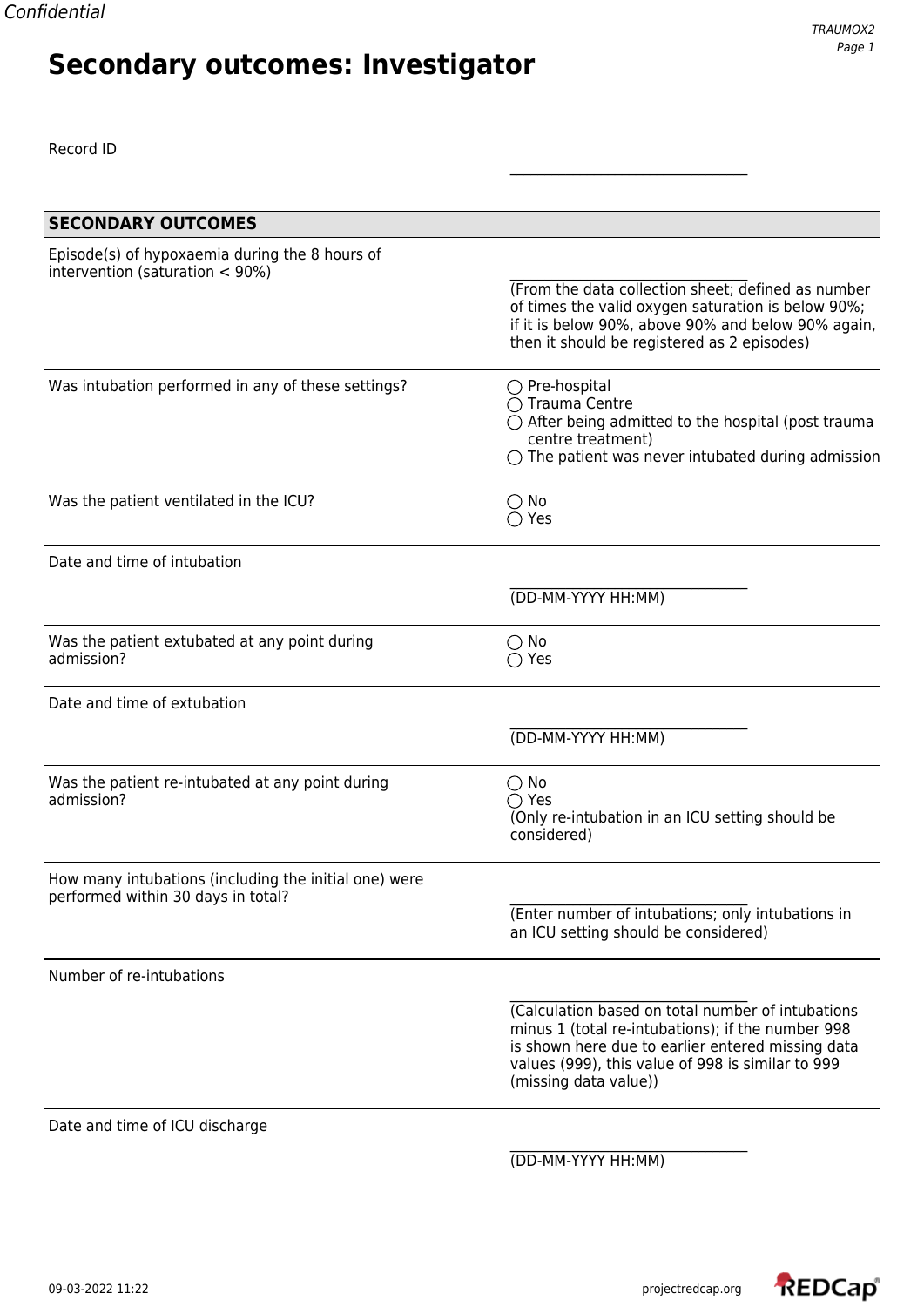# Secondary outcomes: Investigator

| | |
|---|---|
| Record ID | \_\_\_\_\_\_\_\_\_\_\_\_\_\_\_\_\_\_\_\_\_\_\_\_\_\_\_\_\_\_\_\_\_\_ |

**SECONDARY OUTCOMES**

| | |
|---|---|
| Episode(s) of hypoxaemia during the 8 hours of intervention (saturation < 90%) | \_\_\_\_\_\_\_\_\_\_\_\_\_\_\_\_\_\_\_\_\_\_\_\_\_\_\_\_\_\_\_\_\_\_ (From the data collection sheet; defined as number of times the valid oxygen saturation is below 90%; if it is below 90%, above 90% and below 90% again, then it should be registered as 2 episodes) |
| Was intubation performed in any of these settings? | ◯ Pre-hospital<br>◯ Trauma Centre<br>◯ After being admitted to the hospital (post trauma centre treatment)<br>◯ The patient was never intubated during admission |
| Was the patient ventilated in the ICU? | ◯ No<br>◯ Yes |
| Date and time of intubation | \_\_\_\_\_\_\_\_\_\_\_\_\_\_\_\_\_\_\_\_\_\_\_\_\_\_\_\_\_\_\_\_\_\_ (DD-MM-YYYY HH:MM) |
| Was the patient extubated at any point during admission? | ◯ No<br>◯ Yes |
| Date and time of extubation | \_\_\_\_\_\_\_\_\_\_\_\_\_\_\_\_\_\_\_\_\_\_\_\_\_\_\_\_\_\_\_\_\_\_ (DD-MM-YYYY HH:MM) |
| Was the patient re-intubated at any point during admission? | ◯ No<br>◯ Yes<br>(Only re-intubation in an ICU setting should be considered) |
| How many intubations (including the initial one) were performed within 30 days in total? | \_\_\_\_\_\_\_\_\_\_\_\_\_\_\_\_\_\_\_\_\_\_\_\_\_\_\_\_\_\_\_\_\_\_ (Enter number of intubations; only intubations in an ICU setting should be considered) |
| Number of re-intubations | \_\_\_\_\_\_\_\_\_\_\_\_\_\_\_\_\_\_\_\_\_\_\_\_\_\_\_\_\_\_\_\_\_\_ (Calculation based on total number of intubations minus 1 (total re-intubations); if the number 998 is shown here due to earlier entered missing data values (999), this value of 998 is similar to 999 (missing data value)) |
| Date and time of ICU discharge | \_\_\_\_\_\_\_\_\_\_\_\_\_\_\_\_\_\_\_\_\_\_\_\_\_\_\_\_\_\_\_\_\_\_ (DD-MM-YYYY HH:MM) |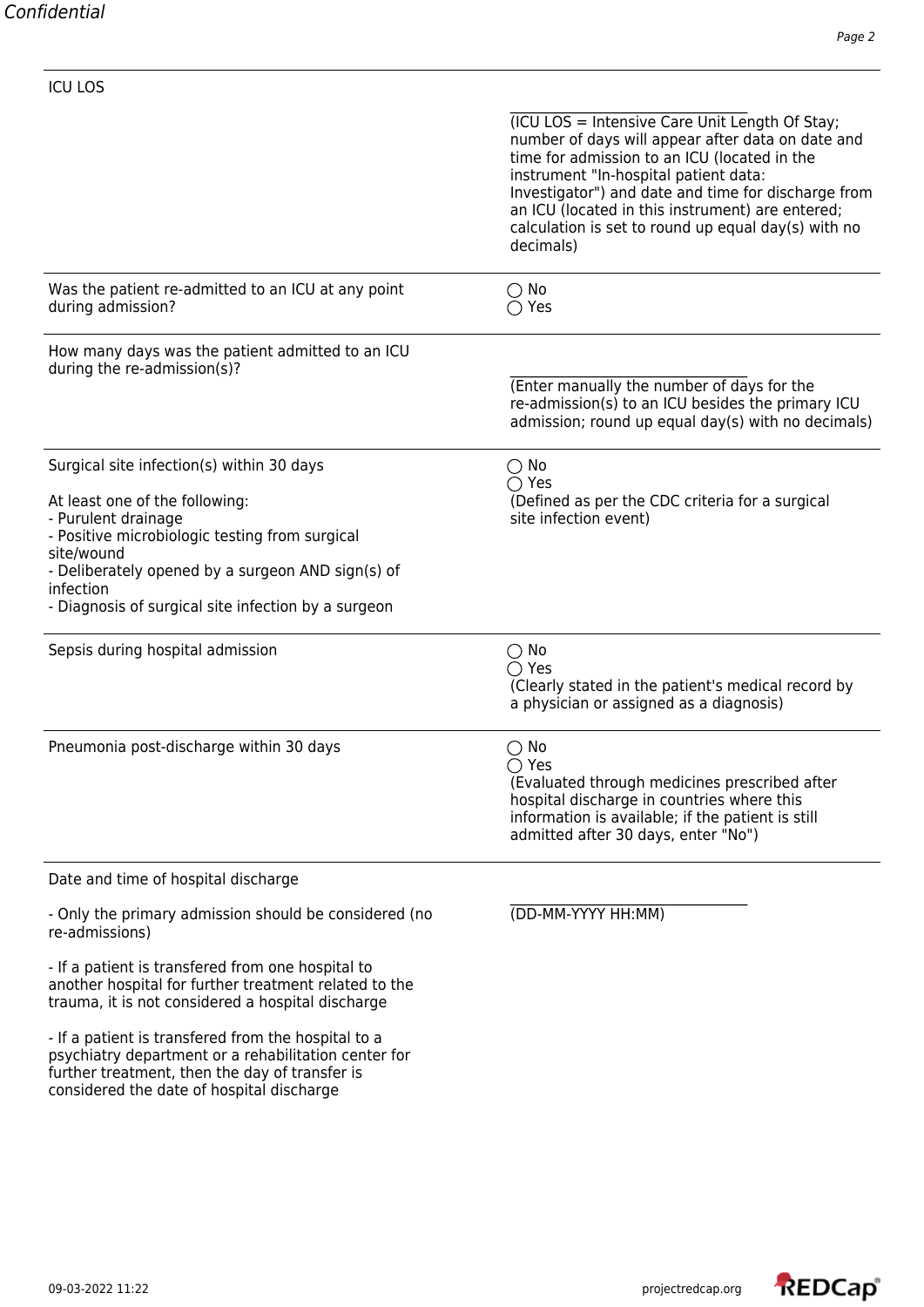| | |
|---|---|
| ICU LOS | \_\_\_\_\_\_\_\_\_\_\_\_\_\_\_\_\_\_\_\_\_\_\_\_\_\_\_\_\_\_\_\_\_\_ (ICU LOS = Intensive Care Unit Length Of Stay; number of days will appear after data on date and time for admission to an ICU (located in the instrument "In-hospital patient data: Investigator") and date and time for discharge from an ICU (located in this instrument) are entered; calculation is set to round up equal day(s) with no decimals) |
| Was the patient re-admitted to an ICU at any point during admission? | ◯ No<br>◯ Yes |
| How many days was the patient admitted to an ICU during the re-admission(s)? | \_\_\_\_\_\_\_\_\_\_\_\_\_\_\_\_\_\_\_\_\_\_\_\_\_\_\_\_\_\_\_\_\_\_ (Enter manually the number of days for the re-admission(s) to an ICU besides the primary ICU admission; round up equal day(s) with no decimals) |
| Surgical site infection(s) within 30 days<br><br>At least one of the following:<br>- Purulent drainage<br>- Positive microbiologic testing from surgical site/wound<br>- Deliberately opened by a surgeon AND sign(s) of infection<br>- Diagnosis of surgical site infection by a surgeon | ◯ No<br>◯ Yes<br>(Defined as per the CDC criteria for a surgical site infection event) |
| Sepsis during hospital admission | ◯ No<br>◯ Yes<br>(Clearly stated in the patient's medical record by a physician or assigned as a diagnosis) |
| Pneumonia post-discharge within 30 days | ◯ No<br>◯ Yes<br>(Evaluated through medicines prescribed after hospital discharge in countries where this information is available; if the patient is still admitted after 30 days, enter "No") |
| Date and time of hospital discharge<br><br>- Only the primary admission should be considered (no re-admissions)<br><br>- If a patient is transfered from one hospital to another hospital for further treatment related to the trauma, it is not considered a hospital discharge<br><br>- If a patient is transfered from the hospital to a psychiatry department or a rehabilitation center for further treatment, then the day of transfer is considered the date of hospital discharge | \_\_\_\_\_\_\_\_\_\_\_\_\_\_\_\_\_\_\_\_\_\_\_\_\_\_\_\_\_\_\_\_\_\_ (DD-MM-YYYY HH:MM) |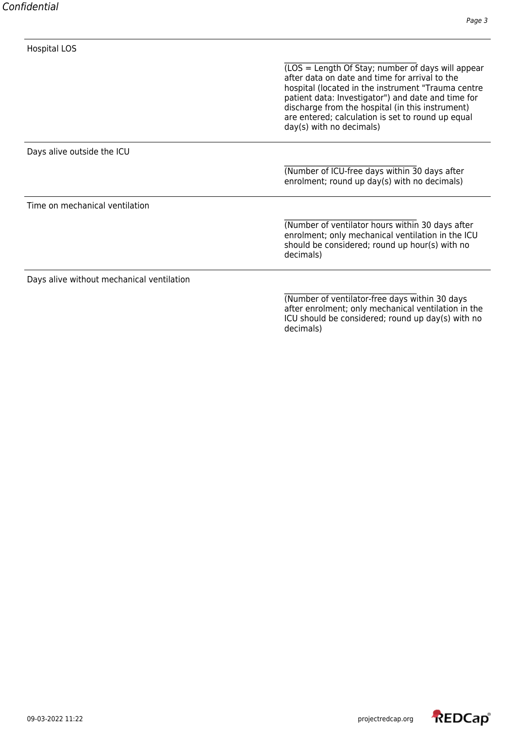| Field | Response |
| --- | --- |
| Hospital LOS | ______________________________ (LOS = Length Of Stay; number of days will appear after data on date and time for arrival to the hospital (located in the instrument "Trauma centre patient data: Investigator") and date and time for discharge from the hospital (in this instrument) are entered; calculation is set to round up equal day(s) with no decimals) |
| Days alive outside the ICU | ______________________________ (Number of ICU-free days within 30 days after enrolment; round up day(s) with no decimals) |
| Time on mechanical ventilation | ______________________________ (Number of ventilator hours within 30 days after enrolment; only mechanical ventilation in the ICU should be considered; round up hour(s) with no decimals) |
| Days alive without mechanical ventilation | ______________________________ (Number of ventilator-free days within 30 days after enrolment; only mechanical ventilation in the ICU should be considered; round up day(s) with no decimals) |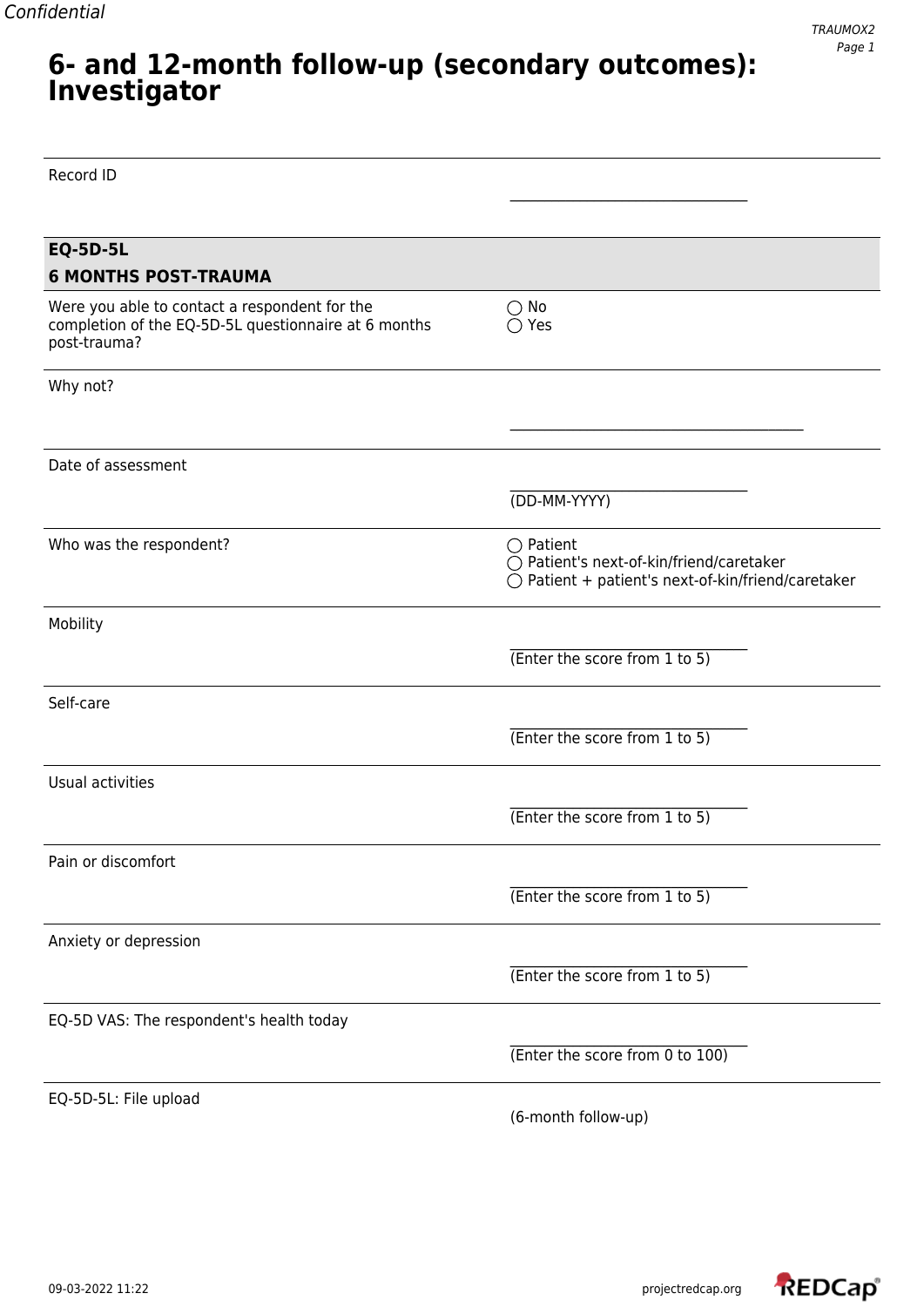# 6- and 12-month follow-up (secondary outcomes): Investigator

| | |
|---|---|
| Record ID | \_\_\_\_\_\_\_\_\_\_\_\_\_\_\_\_\_\_\_\_\_\_\_\_\_\_\_\_\_\_\_\_\_\_ |

**EQ-5D-5L**

**6 MONTHS POST-TRAUMA**

| | |
|---|---|
| Were you able to contact a respondent for the completion of the EQ-5D-5L questionnaire at 6 months post-trauma? | ◯ No<br>◯ Yes |
| Why not? | \_\_\_\_\_\_\_\_\_\_\_\_\_\_\_\_\_\_\_\_\_\_\_\_\_\_\_\_\_\_\_\_\_\_\_\_\_\_\_\_\_\_\_\_ |
| Date of assessment | \_\_\_\_\_\_\_\_\_\_\_\_\_\_\_\_\_\_\_\_\_\_\_\_\_\_\_\_\_\_\_\_\_\_<br>(DD-MM-YYYY) |
| Who was the respondent? | ◯ Patient<br>◯ Patient's next-of-kin/friend/caretaker<br>◯ Patient + patient's next-of-kin/friend/caretaker |
| Mobility | \_\_\_\_\_\_\_\_\_\_\_\_\_\_\_\_\_\_\_\_\_\_\_\_\_\_\_\_\_\_\_\_\_\_<br>(Enter the score from 1 to 5) |
| Self-care | \_\_\_\_\_\_\_\_\_\_\_\_\_\_\_\_\_\_\_\_\_\_\_\_\_\_\_\_\_\_\_\_\_\_<br>(Enter the score from 1 to 5) |
| Usual activities | \_\_\_\_\_\_\_\_\_\_\_\_\_\_\_\_\_\_\_\_\_\_\_\_\_\_\_\_\_\_\_\_\_\_<br>(Enter the score from 1 to 5) |
| Pain or discomfort | \_\_\_\_\_\_\_\_\_\_\_\_\_\_\_\_\_\_\_\_\_\_\_\_\_\_\_\_\_\_\_\_\_\_<br>(Enter the score from 1 to 5) |
| Anxiety or depression | \_\_\_\_\_\_\_\_\_\_\_\_\_\_\_\_\_\_\_\_\_\_\_\_\_\_\_\_\_\_\_\_\_\_<br>(Enter the score from 1 to 5) |
| EQ-5D VAS: The respondent's health today | \_\_\_\_\_\_\_\_\_\_\_\_\_\_\_\_\_\_\_\_\_\_\_\_\_\_\_\_\_\_\_\_\_\_<br>(Enter the score from 0 to 100) |
| EQ-5D-5L: File upload | (6-month follow-up) |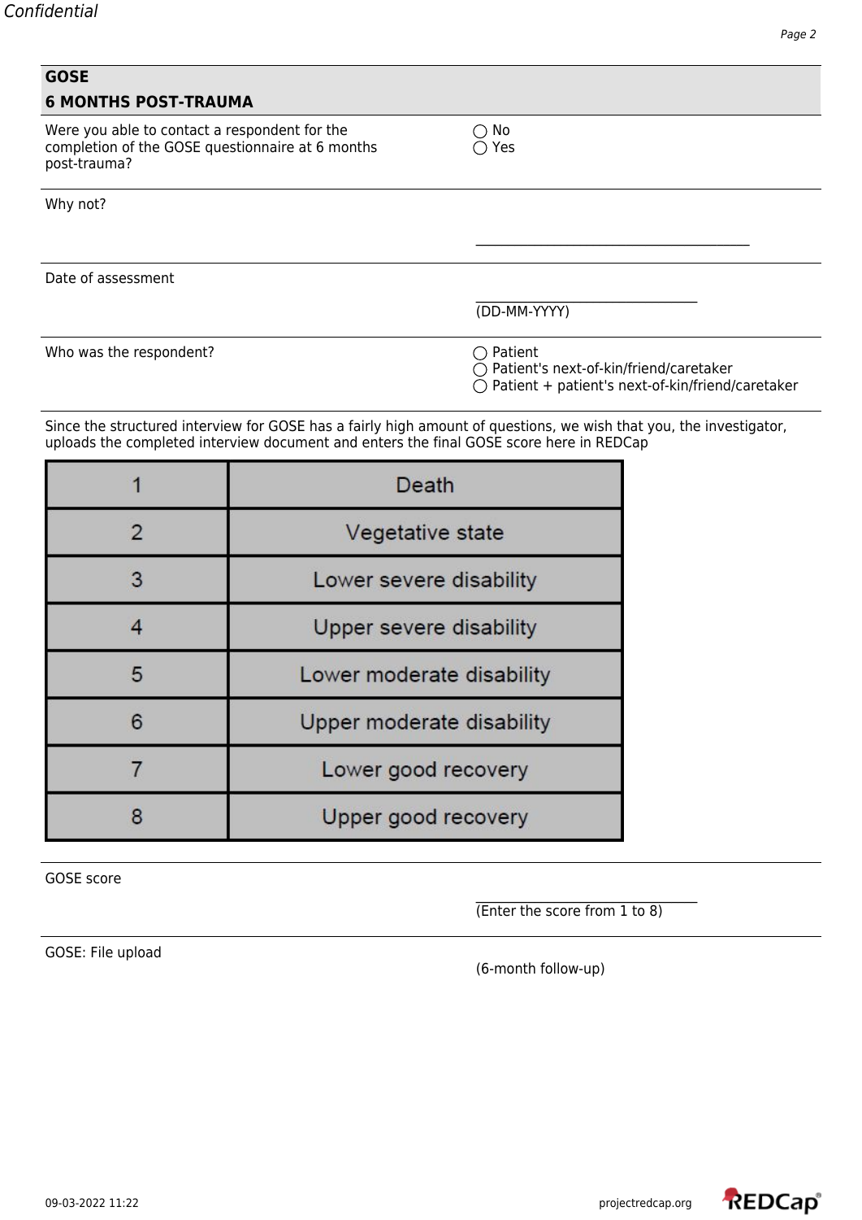## GOSE

## 6 MONTHS POST-TRAUMA

Were you able to contact a respondent for the completion of the GOSE questionnaire at 6 months post-trauma?

◯ No
◯ Yes

Why not?

\_\_\_\_\_\_\_\_\_\_\_\_\_\_\_\_\_\_\_\_\_\_\_\_\_\_\_\_\_\_\_\_\_\_\_\_\_\_

Date of assessment

\_\_\_\_\_\_\_\_\_\_\_\_\_\_\_\_\_\_\_\_\_\_\_\_\_\_\_\_\_\_\_\_
(DD-MM-YYYY)

Who was the respondent?

◯ Patient
◯ Patient's next-of-kin/friend/caretaker
◯ Patient + patient's next-of-kin/friend/caretaker

Since the structured interview for GOSE has a fairly high amount of questions, we wish that you, the investigator, uploads the completed interview document and enters the final GOSE score here in REDCap

| Score | Category |
|---|---|
| 1 | Death |
| 2 | Vegetative state |
| 3 | Lower severe disability |
| 4 | Upper severe disability |
| 5 | Lower moderate disability |
| 6 | Upper moderate disability |
| 7 | Lower good recovery |
| 8 | Upper good recovery |

GOSE score

\_\_\_\_\_\_\_\_\_\_\_\_\_\_\_\_\_\_\_\_\_\_\_\_\_\_\_\_\_\_\_\_
(Enter the score from 1 to 8)

GOSE: File upload

(6-month follow-up)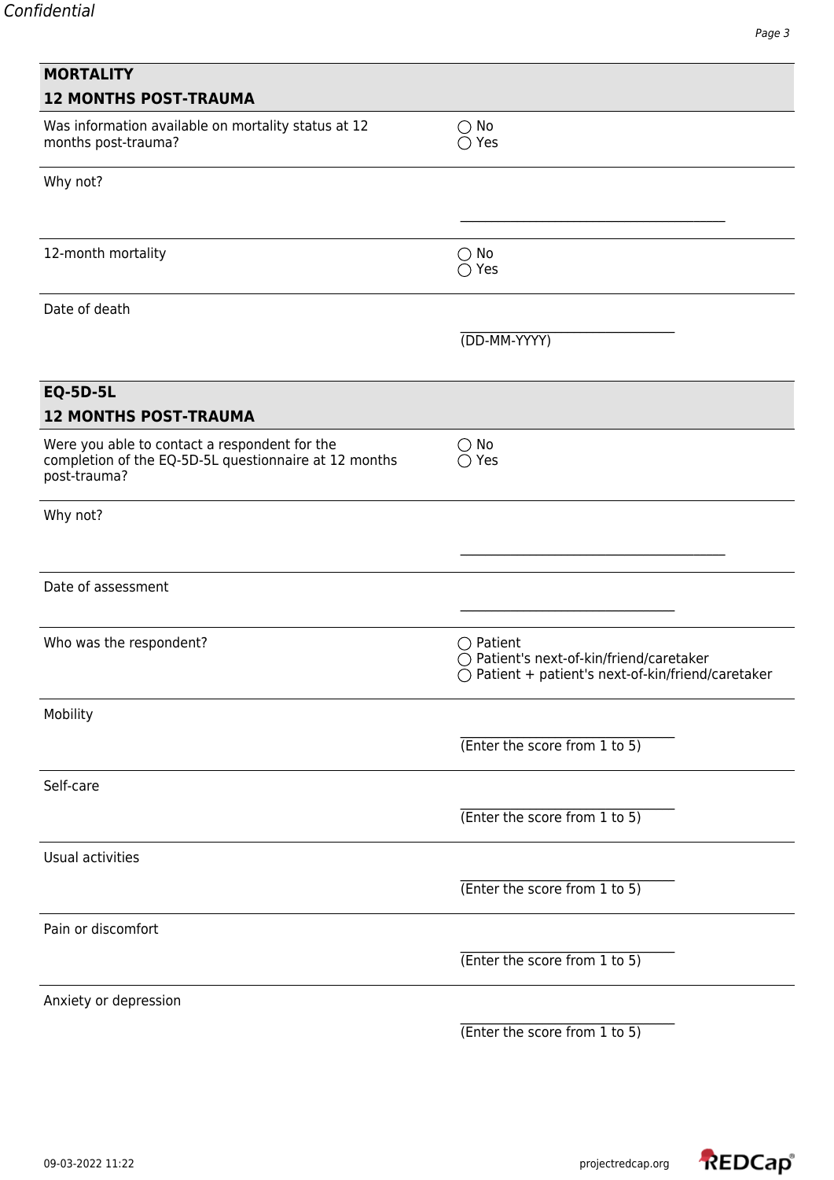## MORTALITY
## 12 MONTHS POST-TRAUMA

| | |
|---|---|
| Was information available on mortality status at 12 months post-trauma? | ◯ No<br>◯ Yes |
| Why not? | __________________________ |
| 12-month mortality | ◯ No<br>◯ Yes |
| Date of death | __________________________<br>(DD-MM-YYYY) |

## EQ-5D-5L
## 12 MONTHS POST-TRAUMA

| | |
|---|---|
| Were you able to contact a respondent for the completion of the EQ-5D-5L questionnaire at 12 months post-trauma? | ◯ No<br>◯ Yes |
| Why not? | __________________________ |
| Date of assessment | __________________________ |
| Who was the respondent? | ◯ Patient<br>◯ Patient's next-of-kin/friend/caretaker<br>◯ Patient + patient's next-of-kin/friend/caretaker |
| Mobility | __________________________<br>(Enter the score from 1 to 5) |
| Self-care | __________________________<br>(Enter the score from 1 to 5) |
| Usual activities | __________________________<br>(Enter the score from 1 to 5) |
| Pain or discomfort | __________________________<br>(Enter the score from 1 to 5) |
| Anxiety or depression | __________________________<br>(Enter the score from 1 to 5) |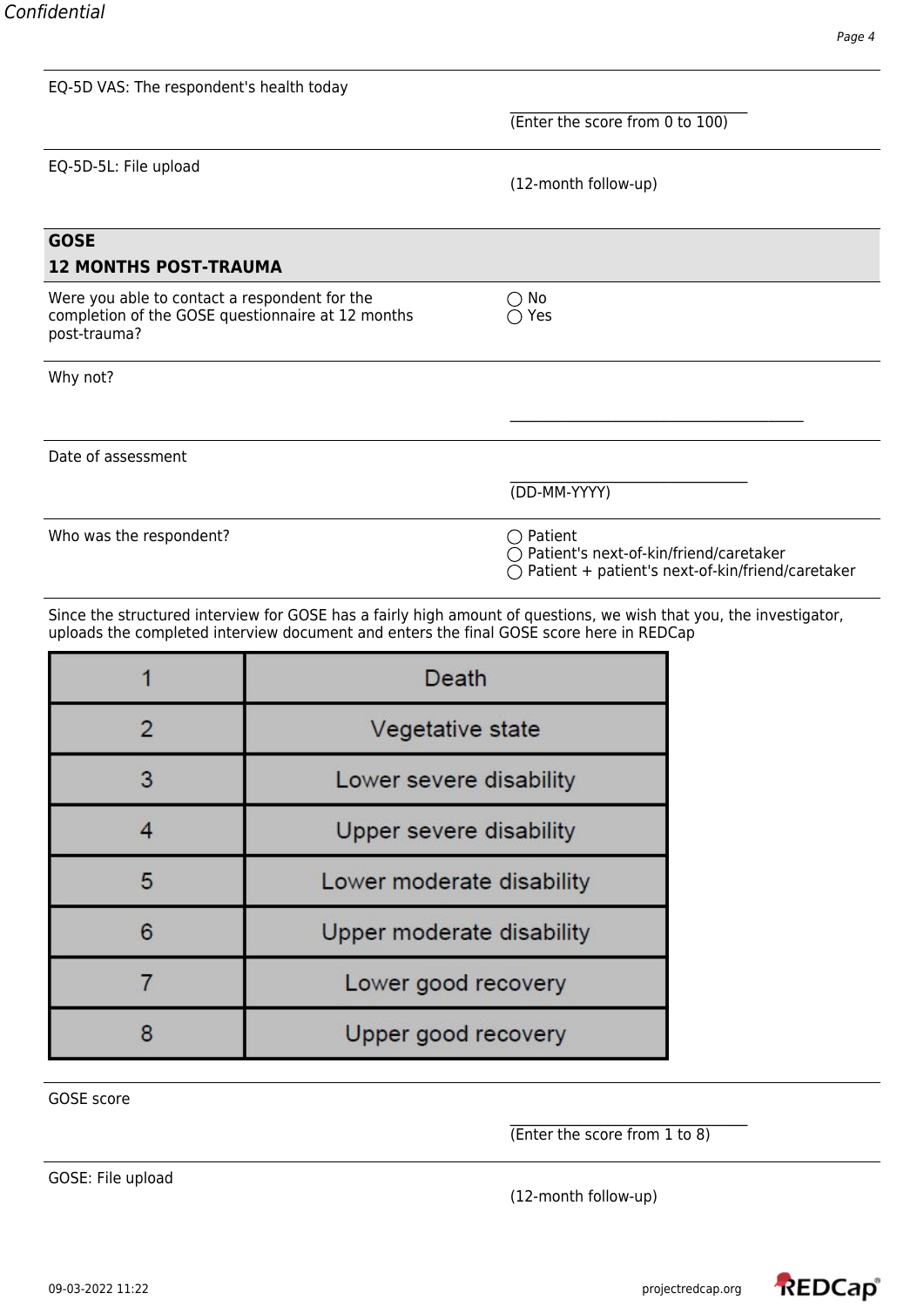EQ-5D VAS: The respondent's health today

________________________________
(Enter the score from 0 to 100)

EQ-5D-5L: File upload

(12-month follow-up)

## GOSE
## 12 MONTHS POST-TRAUMA

Were you able to contact a respondent for the completion of the GOSE questionnaire at 12 months post-trauma?

◯ No
◯ Yes

Why not?

________________________________

Date of assessment

________________________________
(DD-MM-YYYY)

Who was the respondent?

◯ Patient
◯ Patient's next-of-kin/friend/caretaker
◯ Patient + patient's next-of-kin/friend/caretaker

Since the structured interview for GOSE has a fairly high amount of questions, we wish that you, the investigator, uploads the completed interview document and enters the final GOSE score here in REDCap

| | |
|---|---|
| 1 | Death |
| 2 | Vegetative state |
| 3 | Lower severe disability |
| 4 | Upper severe disability |
| 5 | Lower moderate disability |
| 6 | Upper moderate disability |
| 7 | Lower good recovery |
| 8 | Upper good recovery |

GOSE score

________________________________
(Enter the score from 1 to 8)

GOSE: File upload

(12-month follow-up)